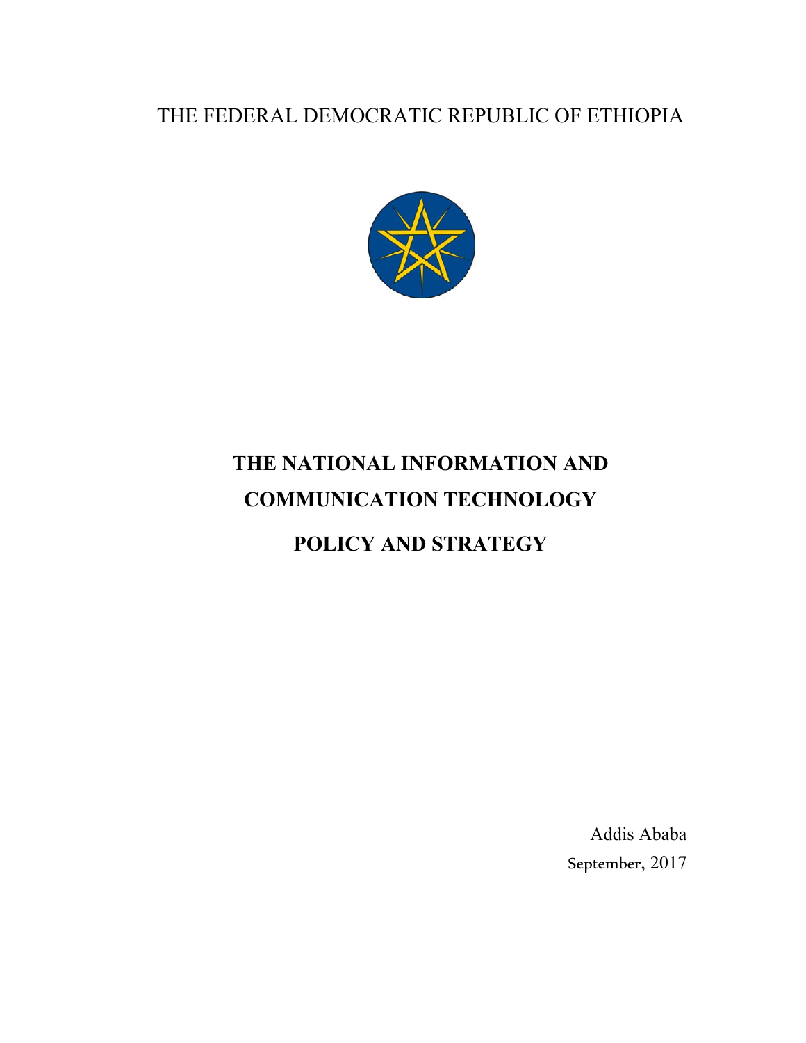THE FEDERAL DEMOCRATIC REPUBLIC OF ETHIOPIA

# THE NATIONAL INFORMATION AND COMMUNICATION TECHNOLOGY

# POLICY AND STRATEGY

Addis Ababa

September, 2017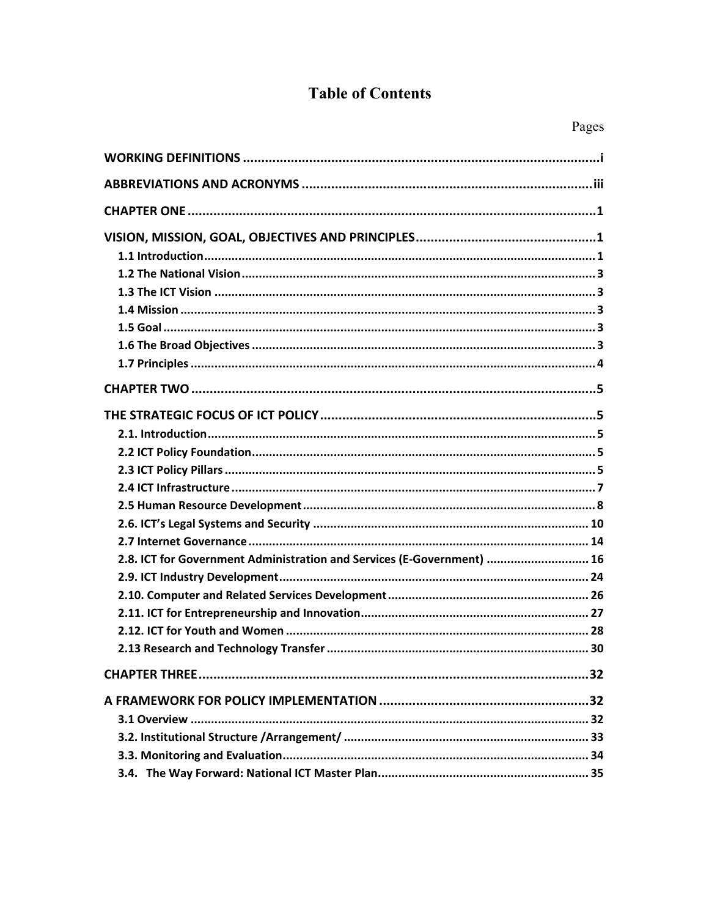# Table of Contents

| | Pages |
|---|---|
| **WORKING DEFINITIONS** | **i** |
| **ABBREVIATIONS AND ACRONYMS** | **iii** |
| **CHAPTER ONE** | **1** |
| **VISION, MISSION, GOAL, OBJECTIVES AND PRINCIPLES** | **1** |
| 1.1 Introduction | 1 |
| 1.2 The National Vision | 3 |
| 1.3 The ICT Vision | 3 |
| 1.4 Mission | 3 |
| 1.5 Goal | 3 |
| 1.6 The Broad Objectives | 3 |
| 1.7 Principles | 4 |
| **CHAPTER TWO** | **5** |
| **THE STRATEGIC FOCUS OF ICT POLICY** | **5** |
| 2.1. Introduction | 5 |
| 2.2 ICT Policy Foundation | 5 |
| 2.3 ICT Policy Pillars | 5 |
| 2.4 ICT Infrastructure | 7 |
| 2.5 Human Resource Development | 8 |
| 2.6. ICT's Legal Systems and Security | 10 |
| 2.7 Internet Governance | 14 |
| 2.8. ICT for Government Administration and Services (E-Government) | 16 |
| 2.9. ICT Industry Development | 24 |
| 2.10. Computer and Related Services Development | 26 |
| 2.11. ICT for Entrepreneurship and Innovation | 27 |
| 2.12. ICT for Youth and Women | 28 |
| 2.13 Research and Technology Transfer | 30 |
| **CHAPTER THREE** | **32** |
| **A FRAMEWORK FOR POLICY IMPLEMENTATION** | **32** |
| 3.1 Overview | 32 |
| 3.2. Institutional Structure /Arrangement/ | 33 |
| 3.3. Monitoring and Evaluation | 34 |
| 3.4. The Way Forward: National ICT Master Plan | 35 |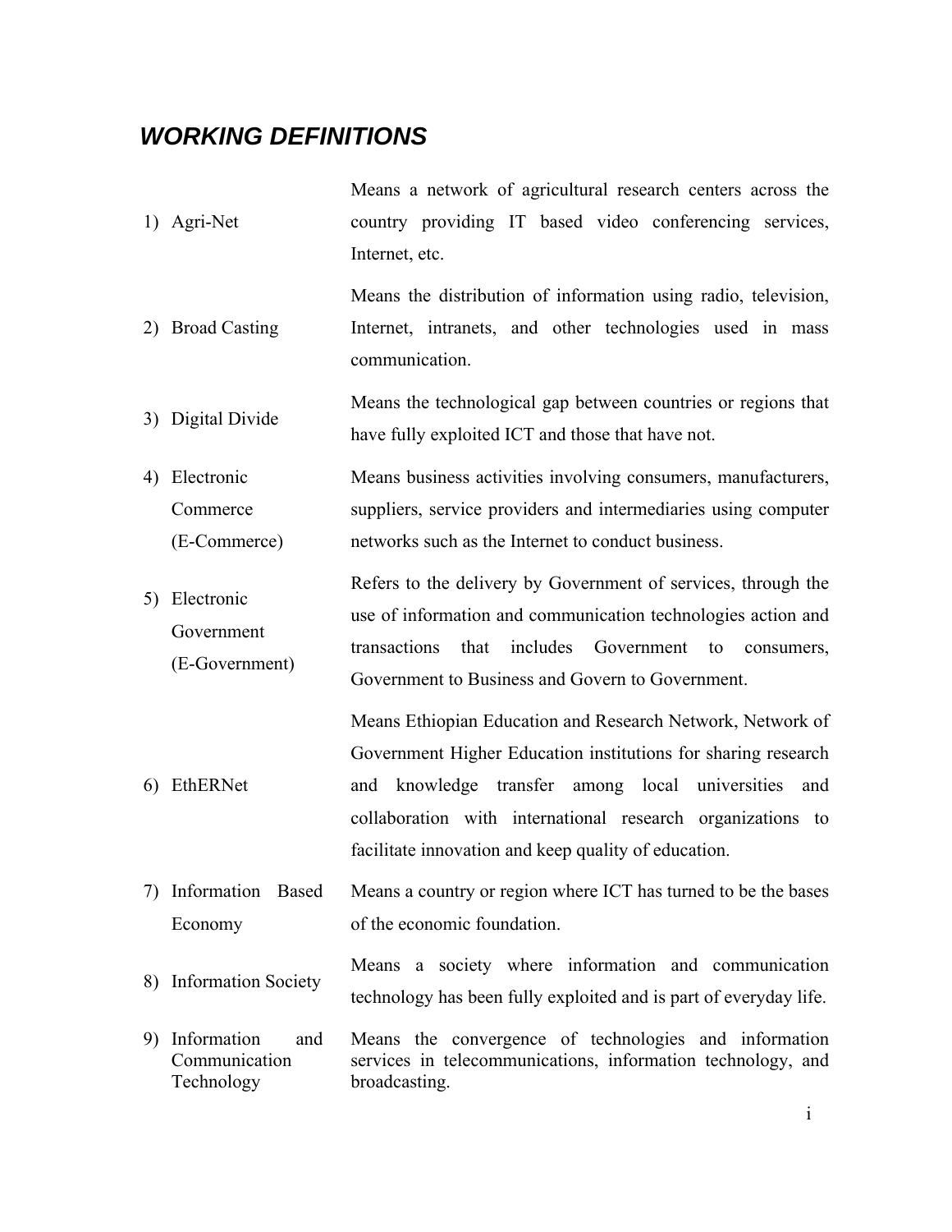## *WORKING DEFINITIONS*

| | |
|---|---|
| 1) Agri-Net | Means a network of agricultural research centers across the country providing IT based video conferencing services, Internet, etc. |
| 2) Broad Casting | Means the distribution of information using radio, television, Internet, intranets, and other technologies used in mass communication. |
| 3) Digital Divide | Means the technological gap between countries or regions that have fully exploited ICT and those that have not. |
| 4) Electronic Commerce (E-Commerce) | Means business activities involving consumers, manufacturers, suppliers, service providers and intermediaries using computer networks such as the Internet to conduct business. |
| 5) Electronic Government (E-Government) | Refers to the delivery by Government of services, through the use of information and communication technologies action and transactions that includes Government to consumers, Government to Business and Govern to Government. |
| 6) EthERNet | Means Ethiopian Education and Research Network, Network of Government Higher Education institutions for sharing research and knowledge transfer among local universities and collaboration with international research organizations to facilitate innovation and keep quality of education. |
| 7) Information Based Economy | Means a country or region where ICT has turned to be the bases of the economic foundation. |
| 8) Information Society | Means a society where information and communication technology has been fully exploited and is part of everyday life. |
| 9) Information and Communication Technology | Means the convergence of technologies and information services in telecommunications, information technology, and broadcasting. |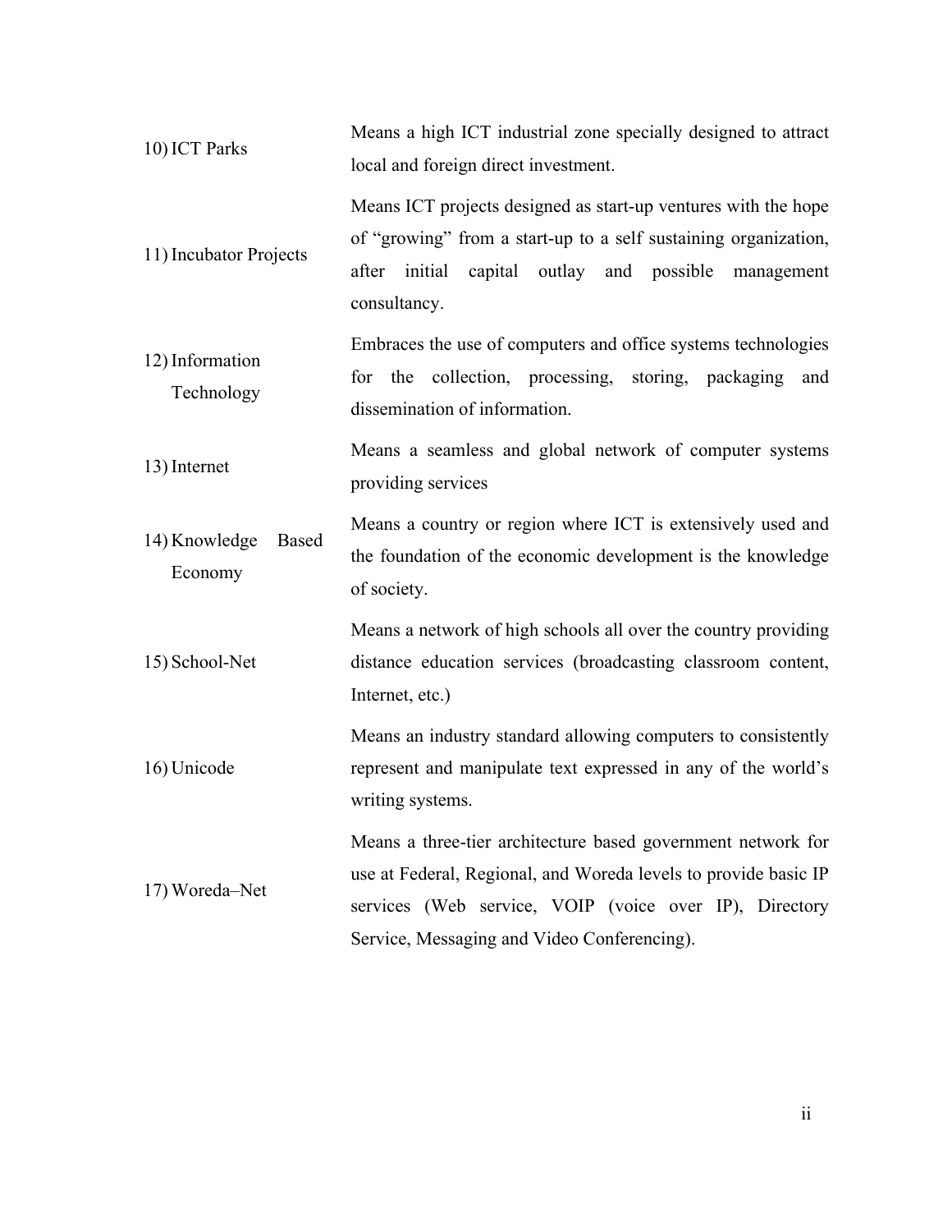| | |
|---|---|
| 10) ICT Parks | Means a high ICT industrial zone specially designed to attract local and foreign direct investment. |
| 11) Incubator Projects | Means ICT projects designed as start-up ventures with the hope of "growing" from a start-up to a self sustaining organization, after initial capital outlay and possible management consultancy. |
| 12) Information Technology | Embraces the use of computers and office systems technologies for the collection, processing, storing, packaging and dissemination of information. |
| 13) Internet | Means a seamless and global network of computer systems providing services |
| 14) Knowledge Based Economy | Means a country or region where ICT is extensively used and the foundation of the economic development is the knowledge of society. |
| 15) School-Net | Means a network of high schools all over the country providing distance education services (broadcasting classroom content, Internet, etc.) |
| 16) Unicode | Means an industry standard allowing computers to consistently represent and manipulate text expressed in any of the world's writing systems. |
| 17) Woreda–Net | Means a three-tier architecture based government network for use at Federal, Regional, and Woreda levels to provide basic IP services (Web service, VOIP (voice over IP), Directory Service, Messaging and Video Conferencing). |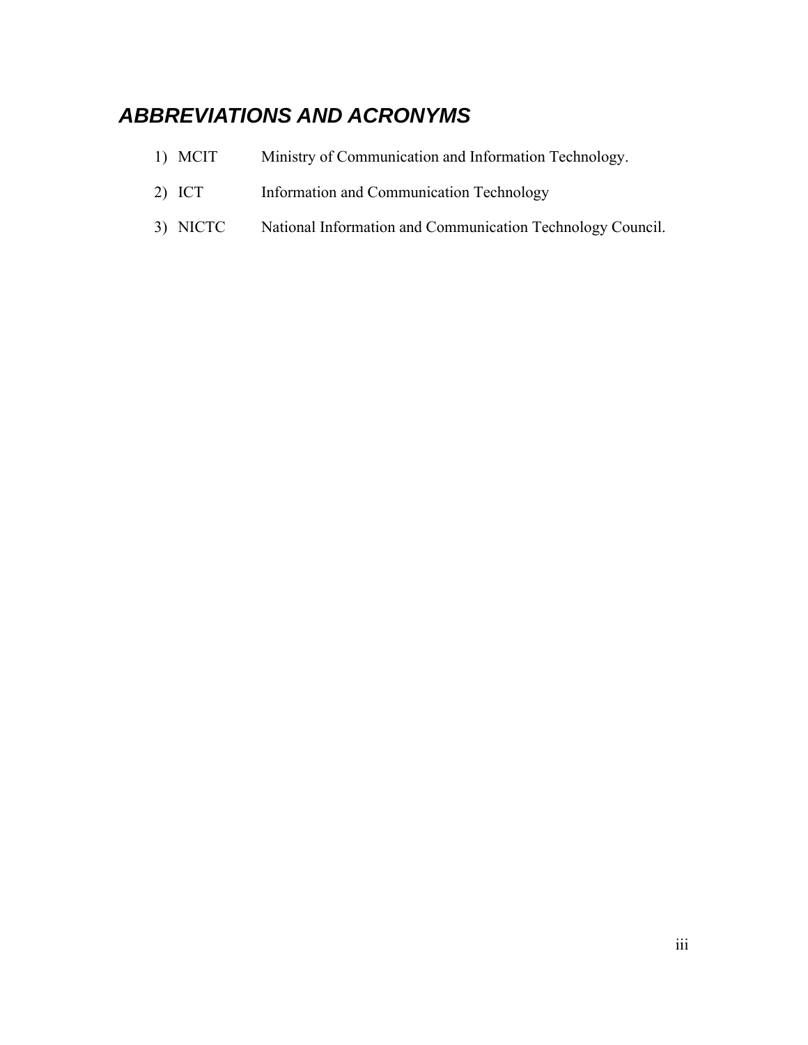## *ABBREVIATIONS AND ACRONYMS*

1) MCIT Ministry of Communication and Information Technology.
2) ICT Information and Communication Technology
3) NICTC National Information and Communication Technology Council.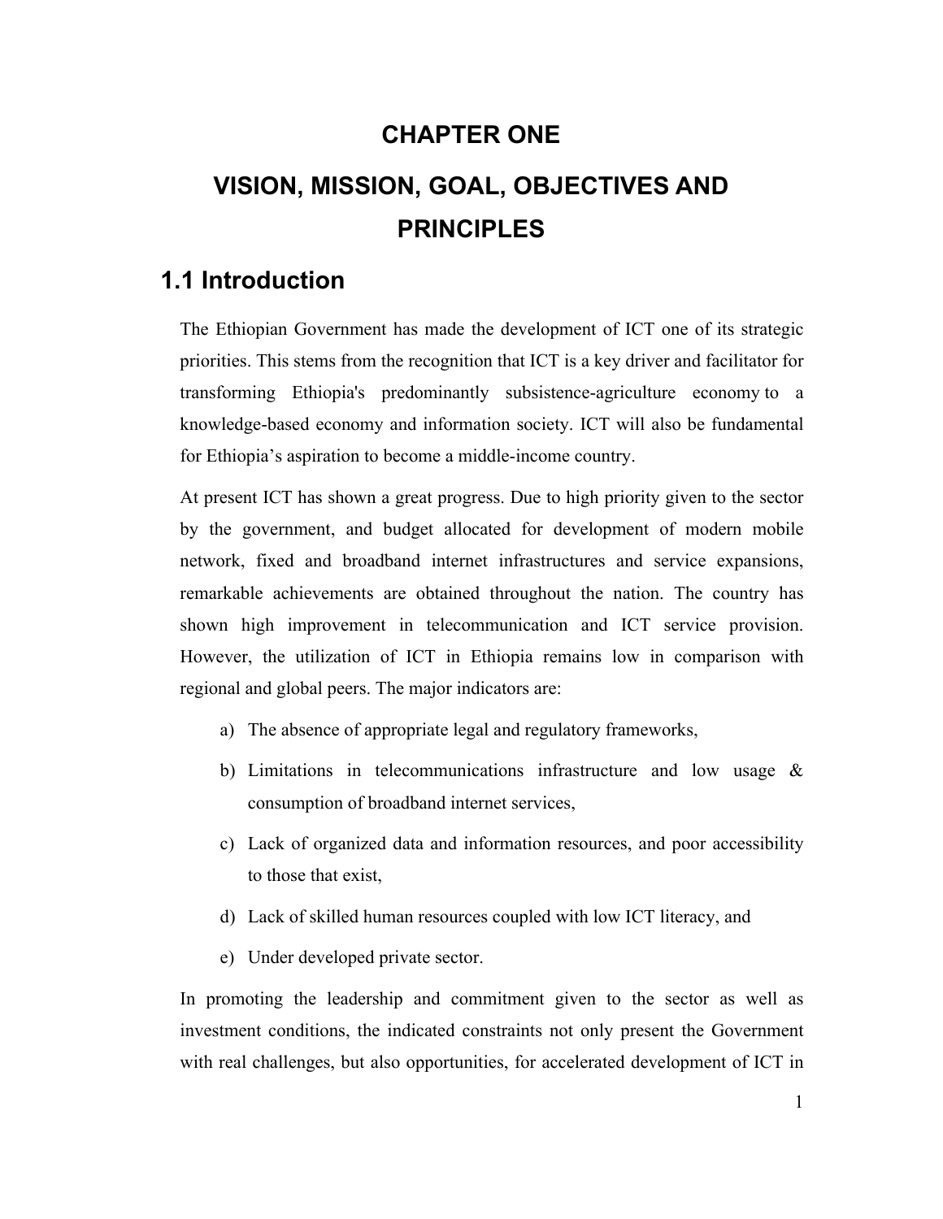# CHAPTER ONE

# VISION, MISSION, GOAL, OBJECTIVES AND PRINCIPLES

## 1.1 Introduction

The Ethiopian Government has made the development of ICT one of its strategic priorities. This stems from the recognition that ICT is a key driver and facilitator for transforming Ethiopia's predominantly subsistence-agriculture economy to a knowledge-based economy and information society. ICT will also be fundamental for Ethiopia's aspiration to become a middle-income country.

At present ICT has shown a great progress. Due to high priority given to the sector by the government, and budget allocated for development of modern mobile network, fixed and broadband internet infrastructures and service expansions, remarkable achievements are obtained throughout the nation. The country has shown high improvement in telecommunication and ICT service provision. However, the utilization of ICT in Ethiopia remains low in comparison with regional and global peers. The major indicators are:

a) The absence of appropriate legal and regulatory frameworks,

b) Limitations in telecommunications infrastructure and low usage & consumption of broadband internet services,

c) Lack of organized data and information resources, and poor accessibility to those that exist,

d) Lack of skilled human resources coupled with low ICT literacy, and

e) Under developed private sector.

In promoting the leadership and commitment given to the sector as well as investment conditions, the indicated constraints not only present the Government with real challenges, but also opportunities, for accelerated development of ICT in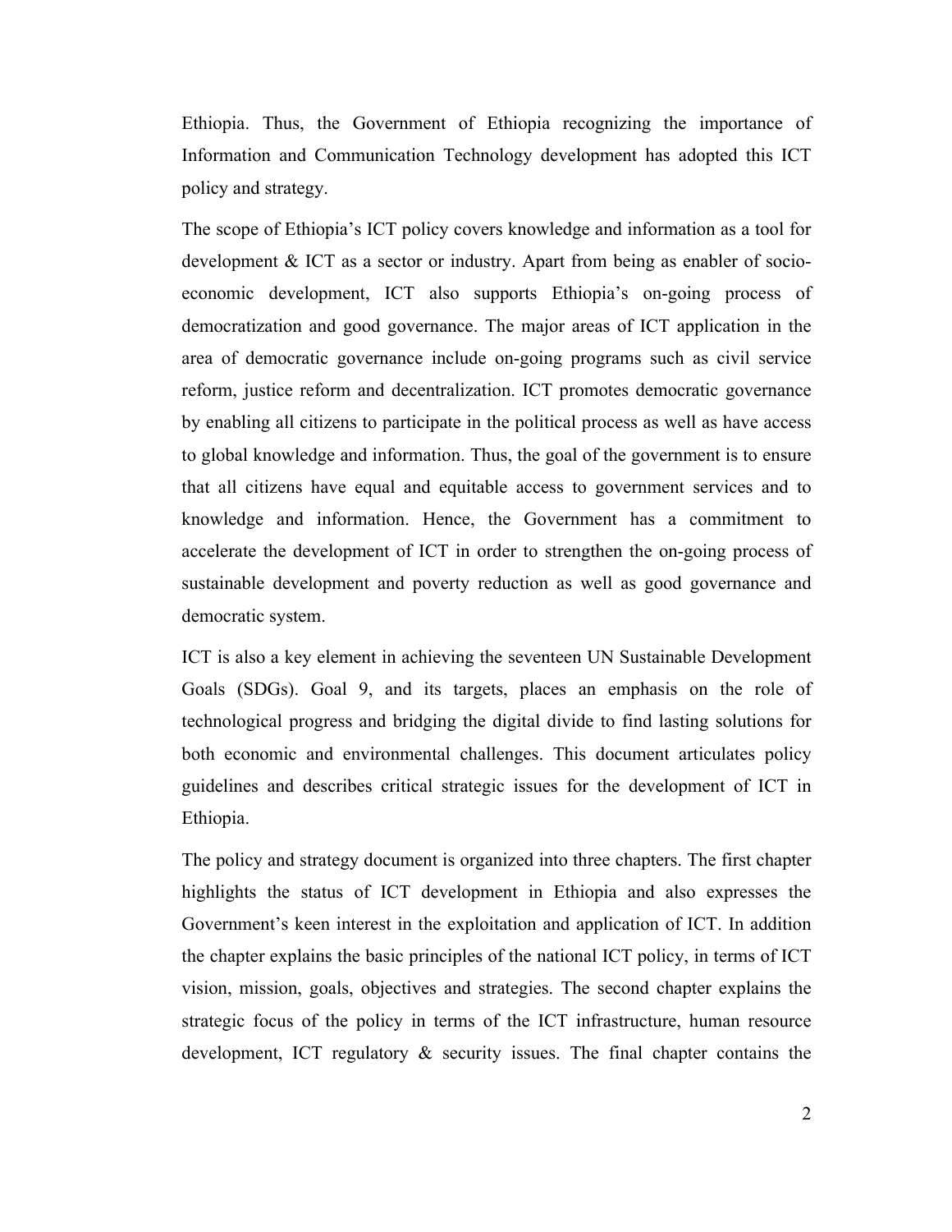Ethiopia. Thus, the Government of Ethiopia recognizing the importance of Information and Communication Technology development has adopted this ICT policy and strategy.

The scope of Ethiopia's ICT policy covers knowledge and information as a tool for development & ICT as a sector or industry. Apart from being as enabler of socio-economic development, ICT also supports Ethiopia's on-going process of democratization and good governance. The major areas of ICT application in the area of democratic governance include on-going programs such as civil service reform, justice reform and decentralization. ICT promotes democratic governance by enabling all citizens to participate in the political process as well as have access to global knowledge and information. Thus, the goal of the government is to ensure that all citizens have equal and equitable access to government services and to knowledge and information. Hence, the Government has a commitment to accelerate the development of ICT in order to strengthen the on-going process of sustainable development and poverty reduction as well as good governance and democratic system.

ICT is also a key element in achieving the seventeen UN Sustainable Development Goals (SDGs). Goal 9, and its targets, places an emphasis on the role of technological progress and bridging the digital divide to find lasting solutions for both economic and environmental challenges. This document articulates policy guidelines and describes critical strategic issues for the development of ICT in Ethiopia.

The policy and strategy document is organized into three chapters. The first chapter highlights the status of ICT development in Ethiopia and also expresses the Government's keen interest in the exploitation and application of ICT. In addition the chapter explains the basic principles of the national ICT policy, in terms of ICT vision, mission, goals, objectives and strategies. The second chapter explains the strategic focus of the policy in terms of the ICT infrastructure, human resource development, ICT regulatory & security issues. The final chapter contains the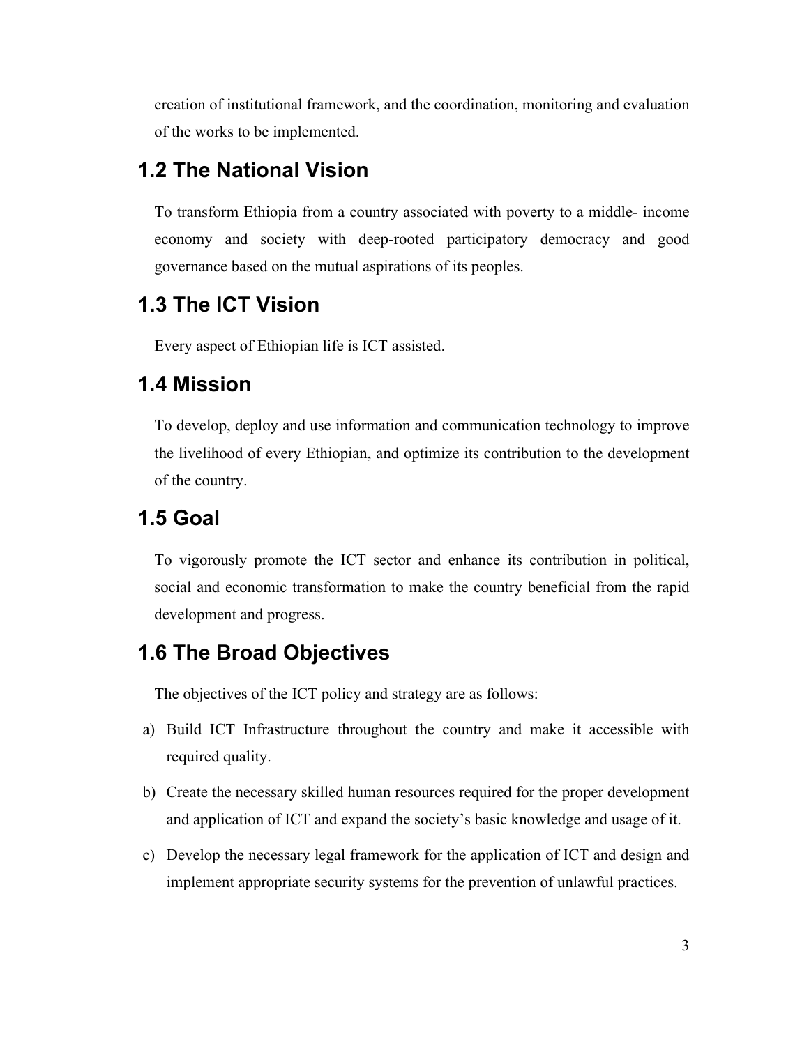creation of institutional framework, and the coordination, monitoring and evaluation of the works to be implemented.

## 1.2 The National Vision

To transform Ethiopia from a country associated with poverty to a middle- income economy and society with deep-rooted participatory democracy and good governance based on the mutual aspirations of its peoples.

## 1.3 The ICT Vision

Every aspect of Ethiopian life is ICT assisted.

## 1.4 Mission

To develop, deploy and use information and communication technology to improve the livelihood of every Ethiopian, and optimize its contribution to the development of the country.

## 1.5 Goal

To vigorously promote the ICT sector and enhance its contribution in political, social and economic transformation to make the country beneficial from the rapid development and progress.

## 1.6 The Broad Objectives

The objectives of the ICT policy and strategy are as follows:

a) Build ICT Infrastructure throughout the country and make it accessible with required quality.

b) Create the necessary skilled human resources required for the proper development and application of ICT and expand the society's basic knowledge and usage of it.

c) Develop the necessary legal framework for the application of ICT and design and implement appropriate security systems for the prevention of unlawful practices.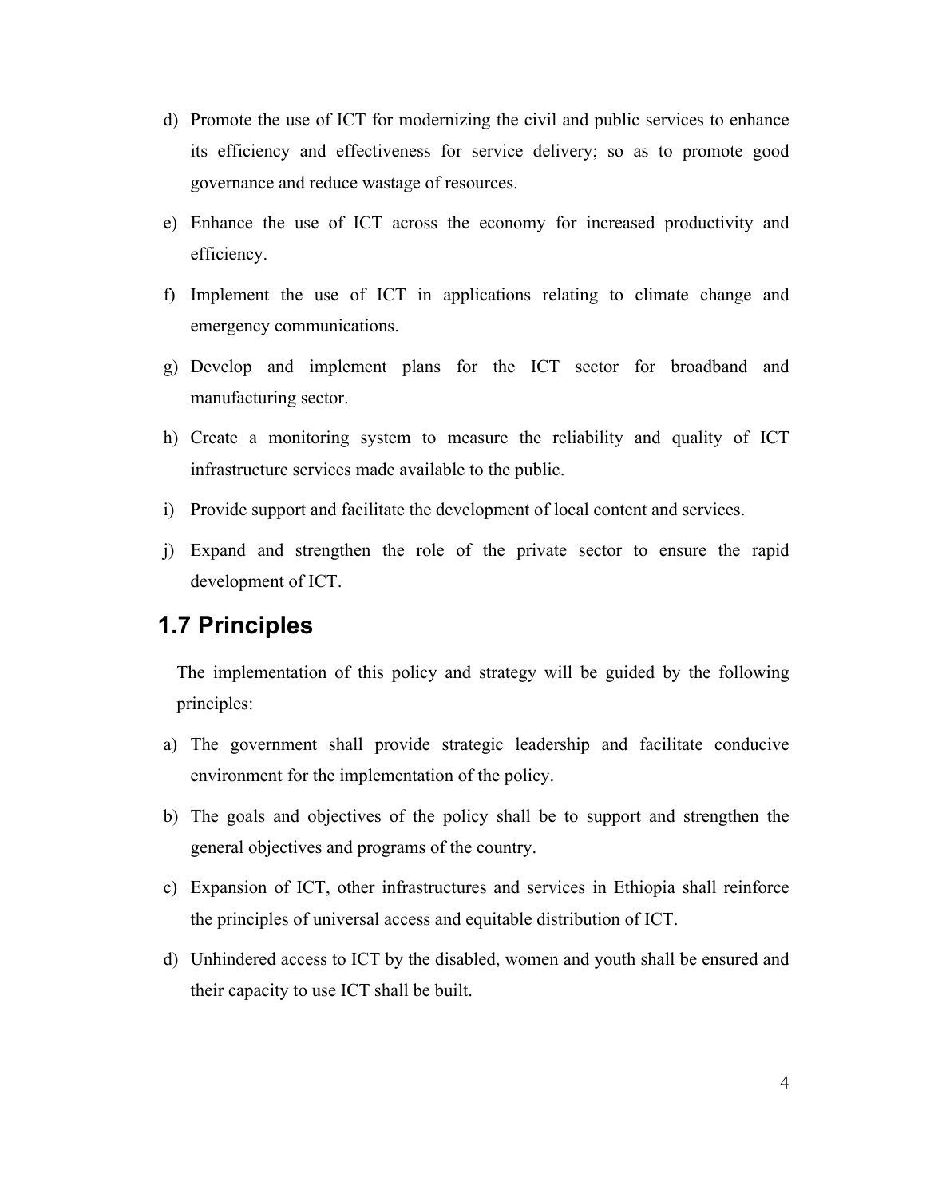d) Promote the use of ICT for modernizing the civil and public services to enhance its efficiency and effectiveness for service delivery; so as to promote good governance and reduce wastage of resources.

e) Enhance the use of ICT across the economy for increased productivity and efficiency.

f) Implement the use of ICT in applications relating to climate change and emergency communications.

g) Develop and implement plans for the ICT sector for broadband and manufacturing sector.

h) Create a monitoring system to measure the reliability and quality of ICT infrastructure services made available to the public.

i) Provide support and facilitate the development of local content and services.

j) Expand and strengthen the role of the private sector to ensure the rapid development of ICT.

## 1.7 Principles

The implementation of this policy and strategy will be guided by the following principles:

a) The government shall provide strategic leadership and facilitate conducive environment for the implementation of the policy.

b) The goals and objectives of the policy shall be to support and strengthen the general objectives and programs of the country.

c) Expansion of ICT, other infrastructures and services in Ethiopia shall reinforce the principles of universal access and equitable distribution of ICT.

d) Unhindered access to ICT by the disabled, women and youth shall be ensured and their capacity to use ICT shall be built.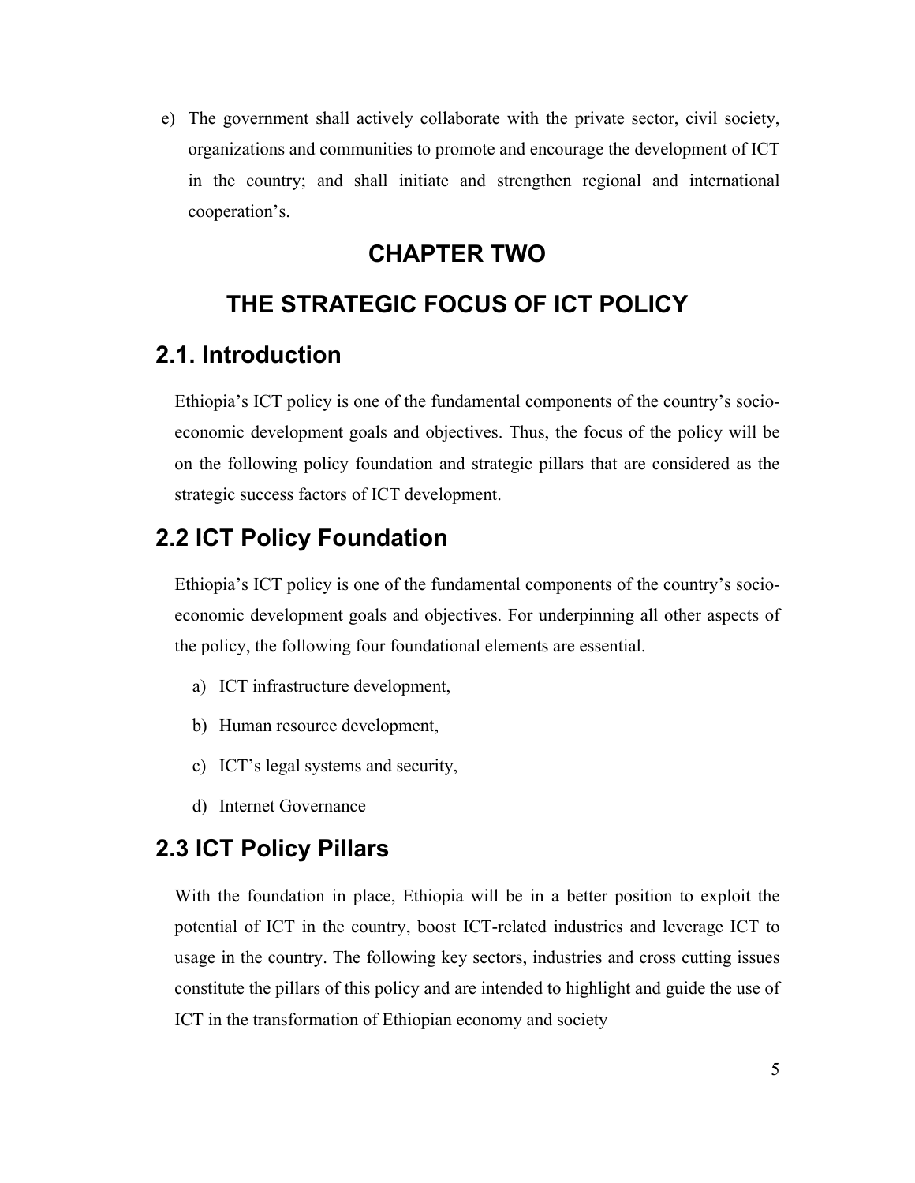e) The government shall actively collaborate with the private sector, civil society, organizations and communities to promote and encourage the development of ICT in the country; and shall initiate and strengthen regional and international cooperation's.

# CHAPTER TWO

# THE STRATEGIC FOCUS OF ICT POLICY

## 2.1. Introduction

Ethiopia's ICT policy is one of the fundamental components of the country's socio-economic development goals and objectives. Thus, the focus of the policy will be on the following policy foundation and strategic pillars that are considered as the strategic success factors of ICT development.

## 2.2 ICT Policy Foundation

Ethiopia's ICT policy is one of the fundamental components of the country's socio-economic development goals and objectives. For underpinning all other aspects of the policy, the following four foundational elements are essential.

a) ICT infrastructure development,

b) Human resource development,

c) ICT's legal systems and security,

d) Internet Governance

## 2.3 ICT Policy Pillars

With the foundation in place, Ethiopia will be in a better position to exploit the potential of ICT in the country, boost ICT-related industries and leverage ICT to usage in the country. The following key sectors, industries and cross cutting issues constitute the pillars of this policy and are intended to highlight and guide the use of ICT in the transformation of Ethiopian economy and society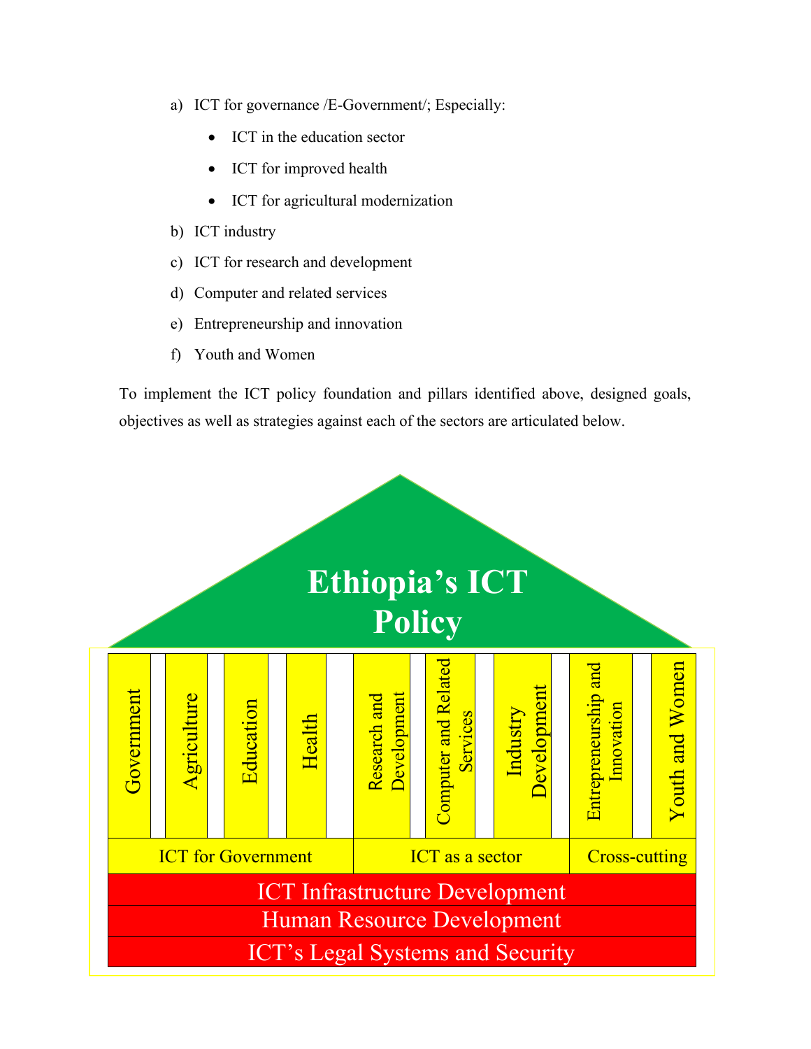a) ICT for governance /E-Government/; Especially:
   - ICT in the education sector
   - ICT for improved health
   - ICT for agricultural modernization

b) ICT industry

c) ICT for research and development

d) Computer and related services

e) Entrepreneurship and innovation

f) Youth and Women

To implement the ICT policy foundation and pillars identified above, designed goals, objectives as well as strategies against each of the sectors are articulated below.

**Ethiopia's ICT Policy**

| Government | Agriculture | Education | Health | Research and Development | Computer and Related Services | Industry Development | Entrepreneurship and Innovation | Youth and Women |
|---|---|---|---|---|---|---|---|---|
| ICT for Government | | | | ICT as a sector | | | Cross-cutting | |

ICT Infrastructure Development

Human Resource Development

ICT's Legal Systems and Security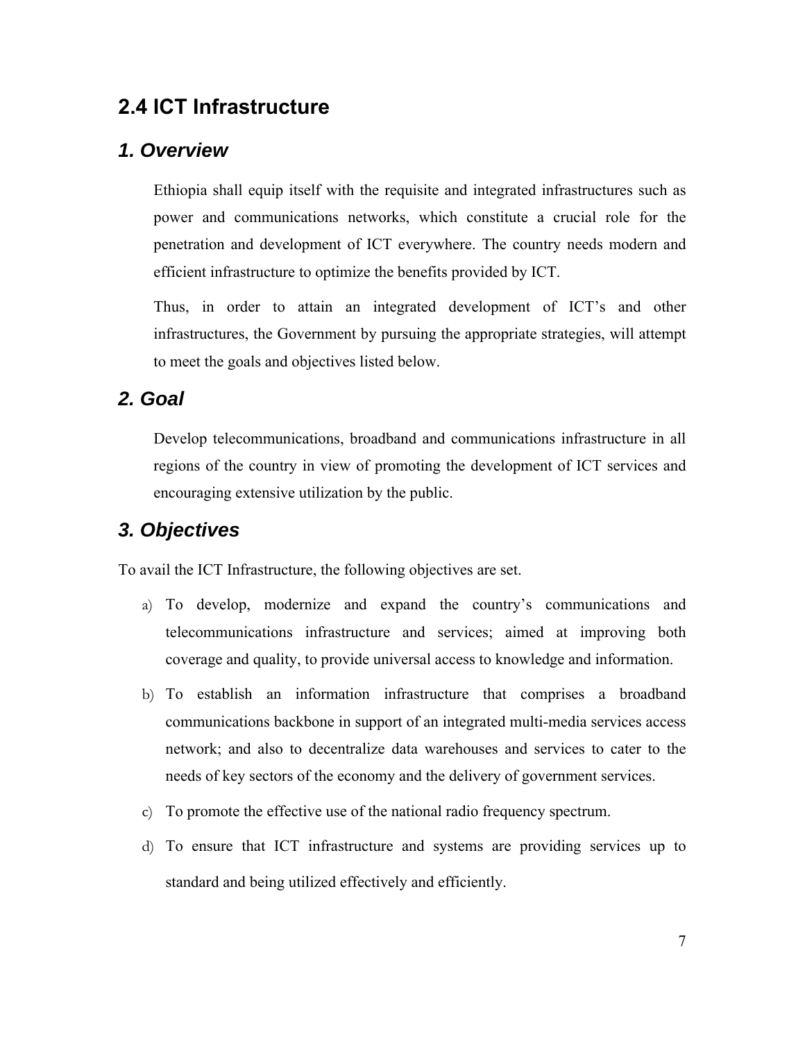## 2.4 ICT Infrastructure

### *1. Overview*

Ethiopia shall equip itself with the requisite and integrated infrastructures such as power and communications networks, which constitute a crucial role for the penetration and development of ICT everywhere. The country needs modern and efficient infrastructure to optimize the benefits provided by ICT.

Thus, in order to attain an integrated development of ICT's and other infrastructures, the Government by pursuing the appropriate strategies, will attempt to meet the goals and objectives listed below.

### *2. Goal*

Develop telecommunications, broadband and communications infrastructure in all regions of the country in view of promoting the development of ICT services and encouraging extensive utilization by the public.

### *3. Objectives*

To avail the ICT Infrastructure, the following objectives are set.

a) To develop, modernize and expand the country's communications and telecommunications infrastructure and services; aimed at improving both coverage and quality, to provide universal access to knowledge and information.

b) To establish an information infrastructure that comprises a broadband communications backbone in support of an integrated multi-media services access network; and also to decentralize data warehouses and services to cater to the needs of key sectors of the economy and the delivery of government services.

c) To promote the effective use of the national radio frequency spectrum.

d) To ensure that ICT infrastructure and systems are providing services up to standard and being utilized effectively and efficiently.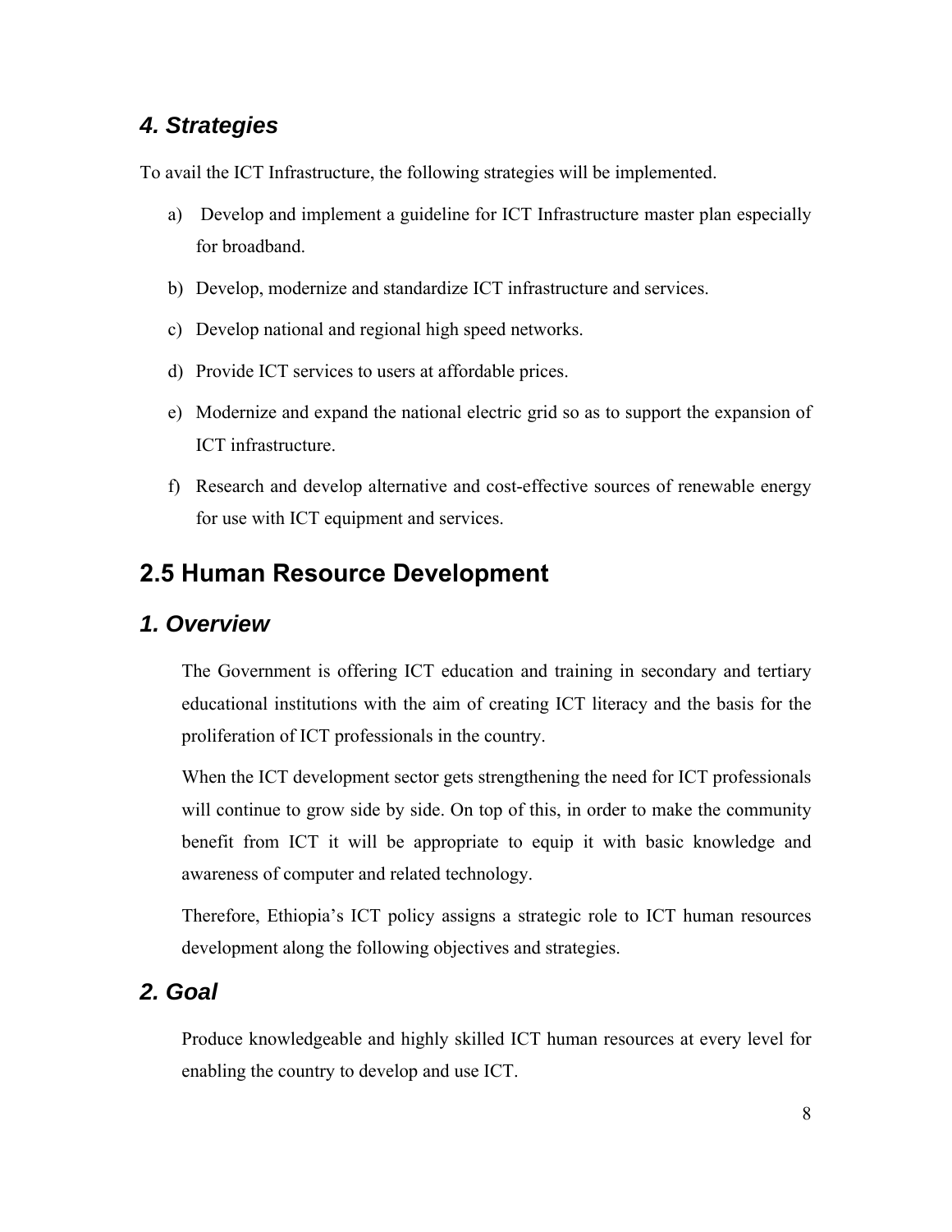### *4. Strategies*

To avail the ICT Infrastructure, the following strategies will be implemented.

a) Develop and implement a guideline for ICT Infrastructure master plan especially for broadband.

b) Develop, modernize and standardize ICT infrastructure and services.

c) Develop national and regional high speed networks.

d) Provide ICT services to users at affordable prices.

e) Modernize and expand the national electric grid so as to support the expansion of ICT infrastructure.

f) Research and develop alternative and cost-effective sources of renewable energy for use with ICT equipment and services.

## 2.5 Human Resource Development

### *1. Overview*

The Government is offering ICT education and training in secondary and tertiary educational institutions with the aim of creating ICT literacy and the basis for the proliferation of ICT professionals in the country.

When the ICT development sector gets strengthening the need for ICT professionals will continue to grow side by side. On top of this, in order to make the community benefit from ICT it will be appropriate to equip it with basic knowledge and awareness of computer and related technology.

Therefore, Ethiopia's ICT policy assigns a strategic role to ICT human resources development along the following objectives and strategies.

### *2. Goal*

Produce knowledgeable and highly skilled ICT human resources at every level for enabling the country to develop and use ICT.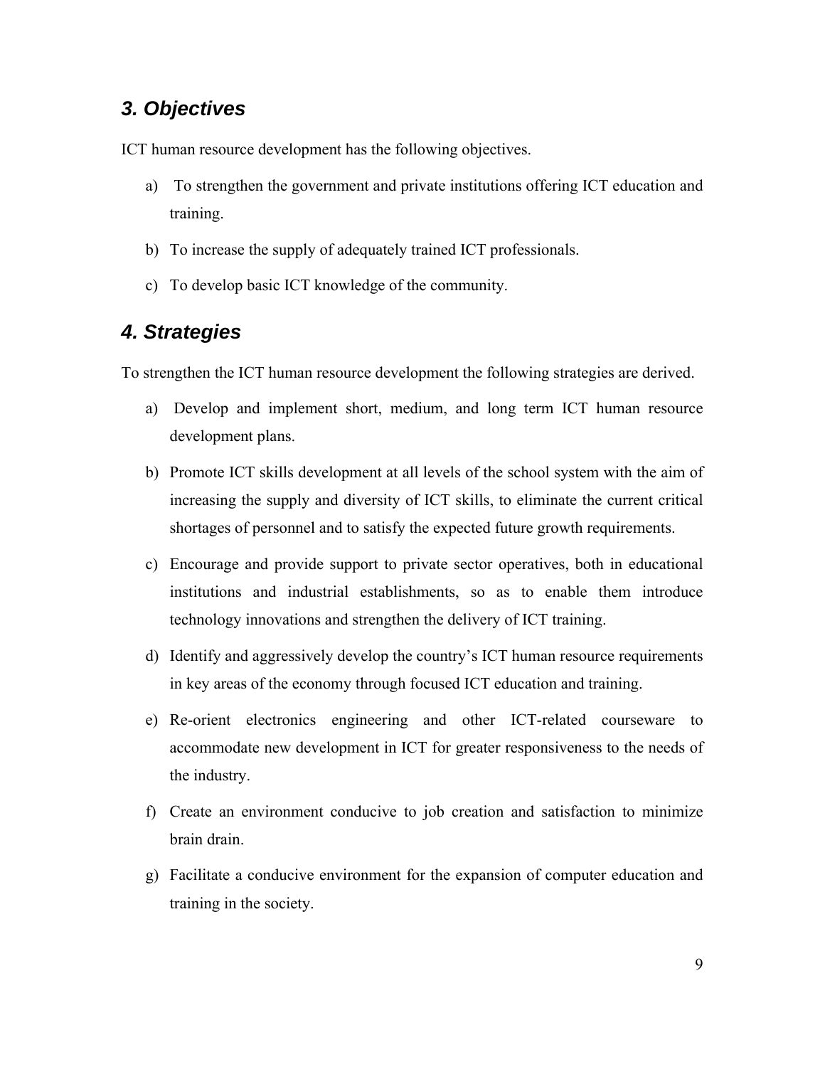## *3. Objectives*

ICT human resource development has the following objectives.

a) To strengthen the government and private institutions offering ICT education and training.

b) To increase the supply of adequately trained ICT professionals.

c) To develop basic ICT knowledge of the community.

## *4. Strategies*

To strengthen the ICT human resource development the following strategies are derived.

a) Develop and implement short, medium, and long term ICT human resource development plans.

b) Promote ICT skills development at all levels of the school system with the aim of increasing the supply and diversity of ICT skills, to eliminate the current critical shortages of personnel and to satisfy the expected future growth requirements.

c) Encourage and provide support to private sector operatives, both in educational institutions and industrial establishments, so as to enable them introduce technology innovations and strengthen the delivery of ICT training.

d) Identify and aggressively develop the country's ICT human resource requirements in key areas of the economy through focused ICT education and training.

e) Re-orient electronics engineering and other ICT-related courseware to accommodate new development in ICT for greater responsiveness to the needs of the industry.

f) Create an environment conducive to job creation and satisfaction to minimize brain drain.

g) Facilitate a conducive environment for the expansion of computer education and training in the society.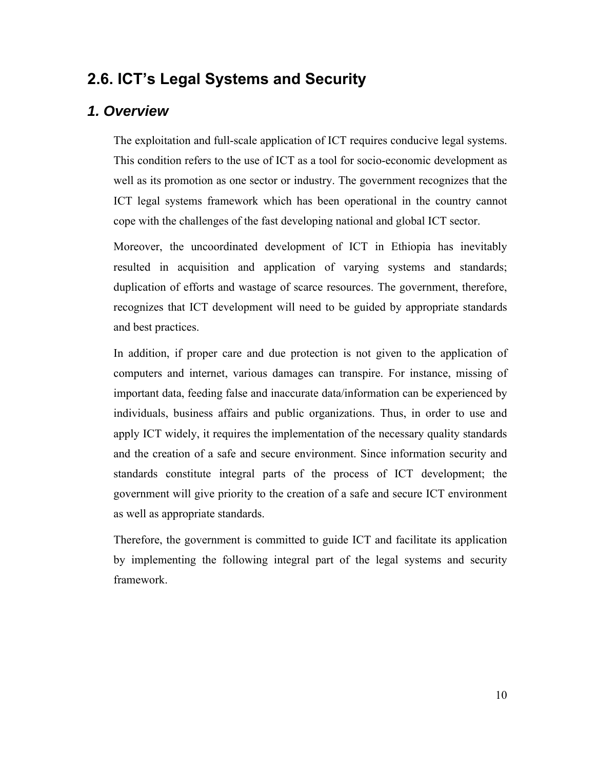## 2.6. ICT's Legal Systems and Security

### *1. Overview*

The exploitation and full-scale application of ICT requires conducive legal systems. This condition refers to the use of ICT as a tool for socio-economic development as well as its promotion as one sector or industry. The government recognizes that the ICT legal systems framework which has been operational in the country cannot cope with the challenges of the fast developing national and global ICT sector.

Moreover, the uncoordinated development of ICT in Ethiopia has inevitably resulted in acquisition and application of varying systems and standards; duplication of efforts and wastage of scarce resources. The government, therefore, recognizes that ICT development will need to be guided by appropriate standards and best practices.

In addition, if proper care and due protection is not given to the application of computers and internet, various damages can transpire. For instance, missing of important data, feeding false and inaccurate data/information can be experienced by individuals, business affairs and public organizations. Thus, in order to use and apply ICT widely, it requires the implementation of the necessary quality standards and the creation of a safe and secure environment. Since information security and standards constitute integral parts of the process of ICT development; the government will give priority to the creation of a safe and secure ICT environment as well as appropriate standards.

Therefore, the government is committed to guide ICT and facilitate its application by implementing the following integral part of the legal systems and security framework.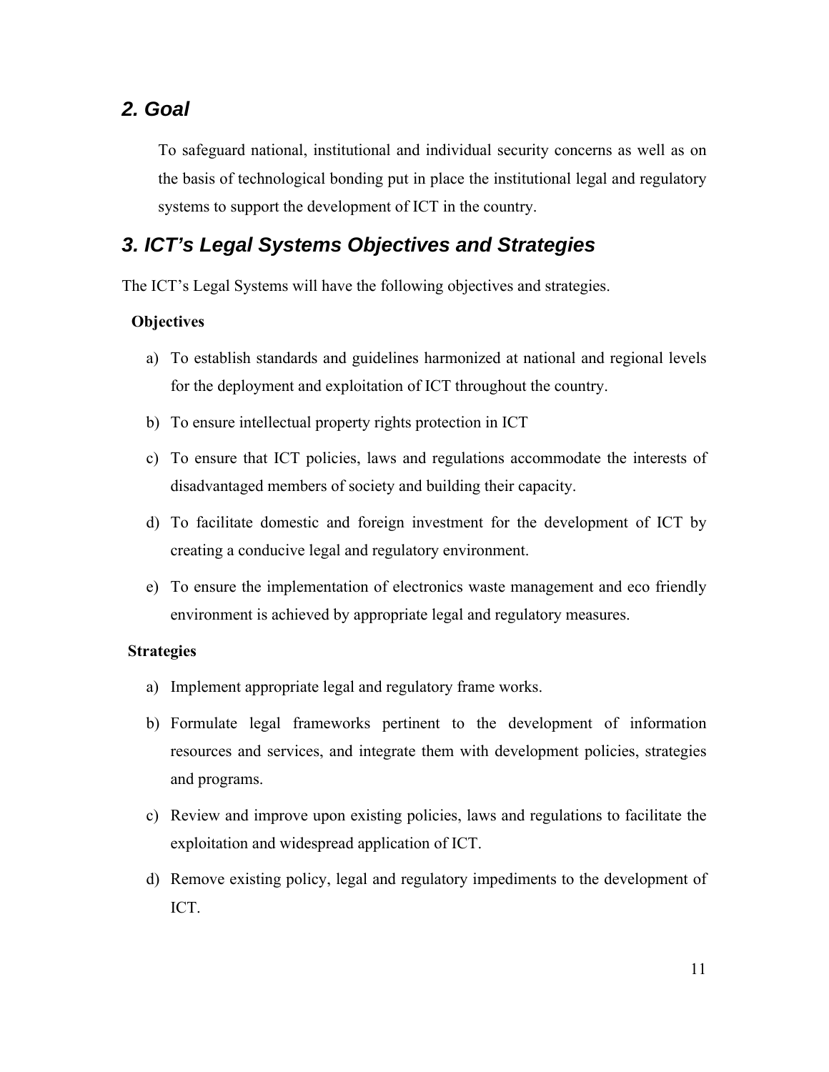## *2. Goal*

To safeguard national, institutional and individual security concerns as well as on the basis of technological bonding put in place the institutional legal and regulatory systems to support the development of ICT in the country.

## *3. ICT's Legal Systems Objectives and Strategies*

The ICT's Legal Systems will have the following objectives and strategies.

**Objectives**

a) To establish standards and guidelines harmonized at national and regional levels for the deployment and exploitation of ICT throughout the country.

b) To ensure intellectual property rights protection in ICT

c) To ensure that ICT policies, laws and regulations accommodate the interests of disadvantaged members of society and building their capacity.

d) To facilitate domestic and foreign investment for the development of ICT by creating a conducive legal and regulatory environment.

e) To ensure the implementation of electronics waste management and eco friendly environment is achieved by appropriate legal and regulatory measures.

**Strategies**

a) Implement appropriate legal and regulatory frame works.

b) Formulate legal frameworks pertinent to the development of information resources and services, and integrate them with development policies, strategies and programs.

c) Review and improve upon existing policies, laws and regulations to facilitate the exploitation and widespread application of ICT.

d) Remove existing policy, legal and regulatory impediments to the development of ICT.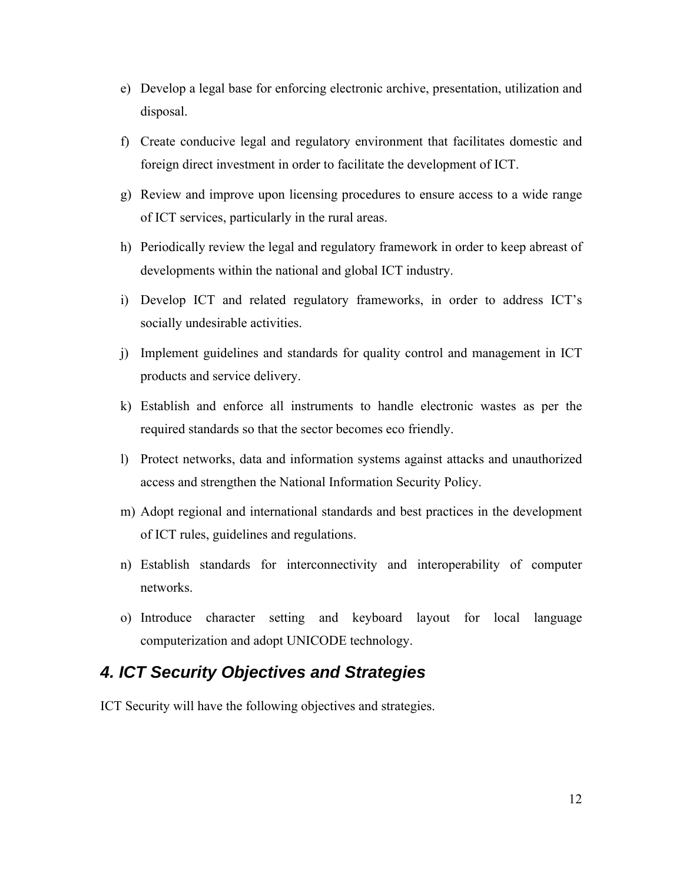e) Develop a legal base for enforcing electronic archive, presentation, utilization and disposal.

f) Create conducive legal and regulatory environment that facilitates domestic and foreign direct investment in order to facilitate the development of ICT.

g) Review and improve upon licensing procedures to ensure access to a wide range of ICT services, particularly in the rural areas.

h) Periodically review the legal and regulatory framework in order to keep abreast of developments within the national and global ICT industry.

i) Develop ICT and related regulatory frameworks, in order to address ICT's socially undesirable activities.

j) Implement guidelines and standards for quality control and management in ICT products and service delivery.

k) Establish and enforce all instruments to handle electronic wastes as per the required standards so that the sector becomes eco friendly.

l) Protect networks, data and information systems against attacks and unauthorized access and strengthen the National Information Security Policy.

m) Adopt regional and international standards and best practices in the development of ICT rules, guidelines and regulations.

n) Establish standards for interconnectivity and interoperability of computer networks.

o) Introduce character setting and keyboard layout for local language computerization and adopt UNICODE technology.

## 4. ICT Security Objectives and Strategies

ICT Security will have the following objectives and strategies.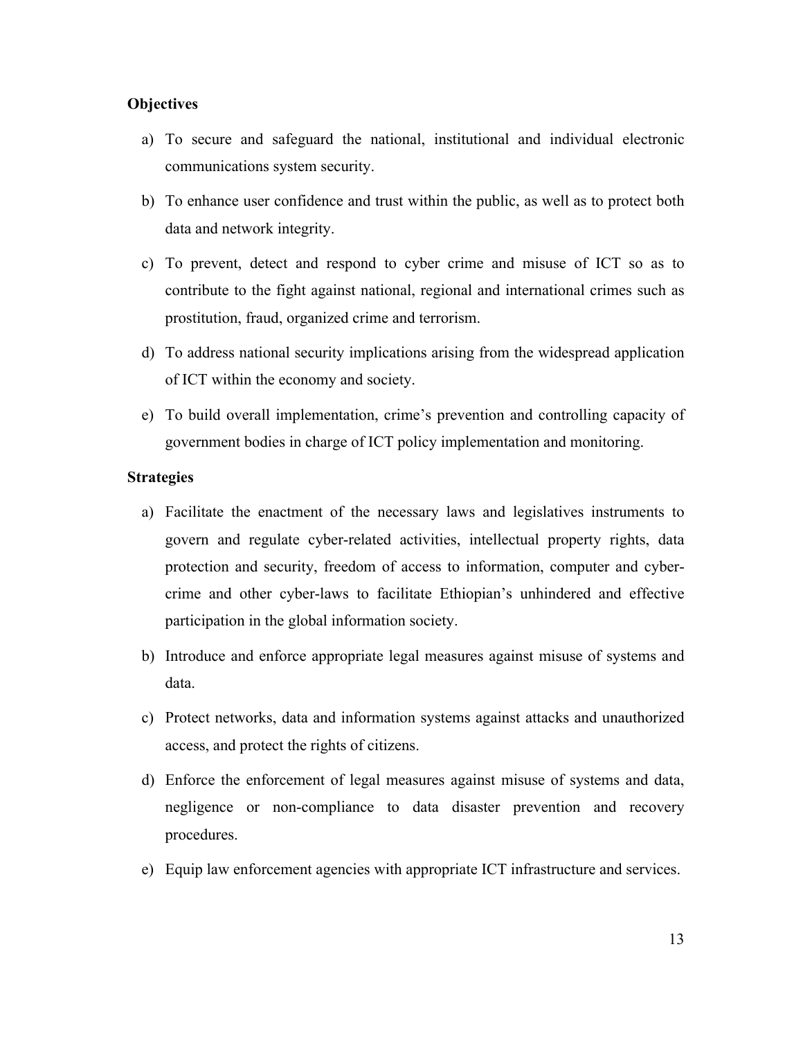**Objectives**

a) To secure and safeguard the national, institutional and individual electronic communications system security.

b) To enhance user confidence and trust within the public, as well as to protect both data and network integrity.

c) To prevent, detect and respond to cyber crime and misuse of ICT so as to contribute to the fight against national, regional and international crimes such as prostitution, fraud, organized crime and terrorism.

d) To address national security implications arising from the widespread application of ICT within the economy and society.

e) To build overall implementation, crime's prevention and controlling capacity of government bodies in charge of ICT policy implementation and monitoring.

**Strategies**

a) Facilitate the enactment of the necessary laws and legislatives instruments to govern and regulate cyber-related activities, intellectual property rights, data protection and security, freedom of access to information, computer and cyber-crime and other cyber-laws to facilitate Ethiopian's unhindered and effective participation in the global information society.

b) Introduce and enforce appropriate legal measures against misuse of systems and data.

c) Protect networks, data and information systems against attacks and unauthorized access, and protect the rights of citizens.

d) Enforce the enforcement of legal measures against misuse of systems and data, negligence or non-compliance to data disaster prevention and recovery procedures.

e) Equip law enforcement agencies with appropriate ICT infrastructure and services.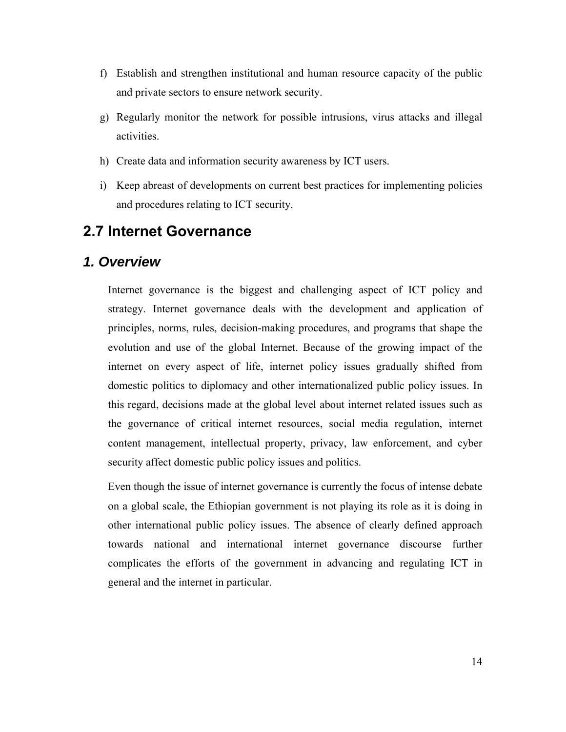f) Establish and strengthen institutional and human resource capacity of the public and private sectors to ensure network security.

g) Regularly monitor the network for possible intrusions, virus attacks and illegal activities.

h) Create data and information security awareness by ICT users.

i) Keep abreast of developments on current best practices for implementing policies and procedures relating to ICT security.

## 2.7 Internet Governance

### *1. Overview*

Internet governance is the biggest and challenging aspect of ICT policy and strategy. Internet governance deals with the development and application of principles, norms, rules, decision-making procedures, and programs that shape the evolution and use of the global Internet. Because of the growing impact of the internet on every aspect of life, internet policy issues gradually shifted from domestic politics to diplomacy and other internationalized public policy issues. In this regard, decisions made at the global level about internet related issues such as the governance of critical internet resources, social media regulation, internet content management, intellectual property, privacy, law enforcement, and cyber security affect domestic public policy issues and politics.

Even though the issue of internet governance is currently the focus of intense debate on a global scale, the Ethiopian government is not playing its role as it is doing in other international public policy issues. The absence of clearly defined approach towards national and international internet governance discourse further complicates the efforts of the government in advancing and regulating ICT in general and the internet in particular.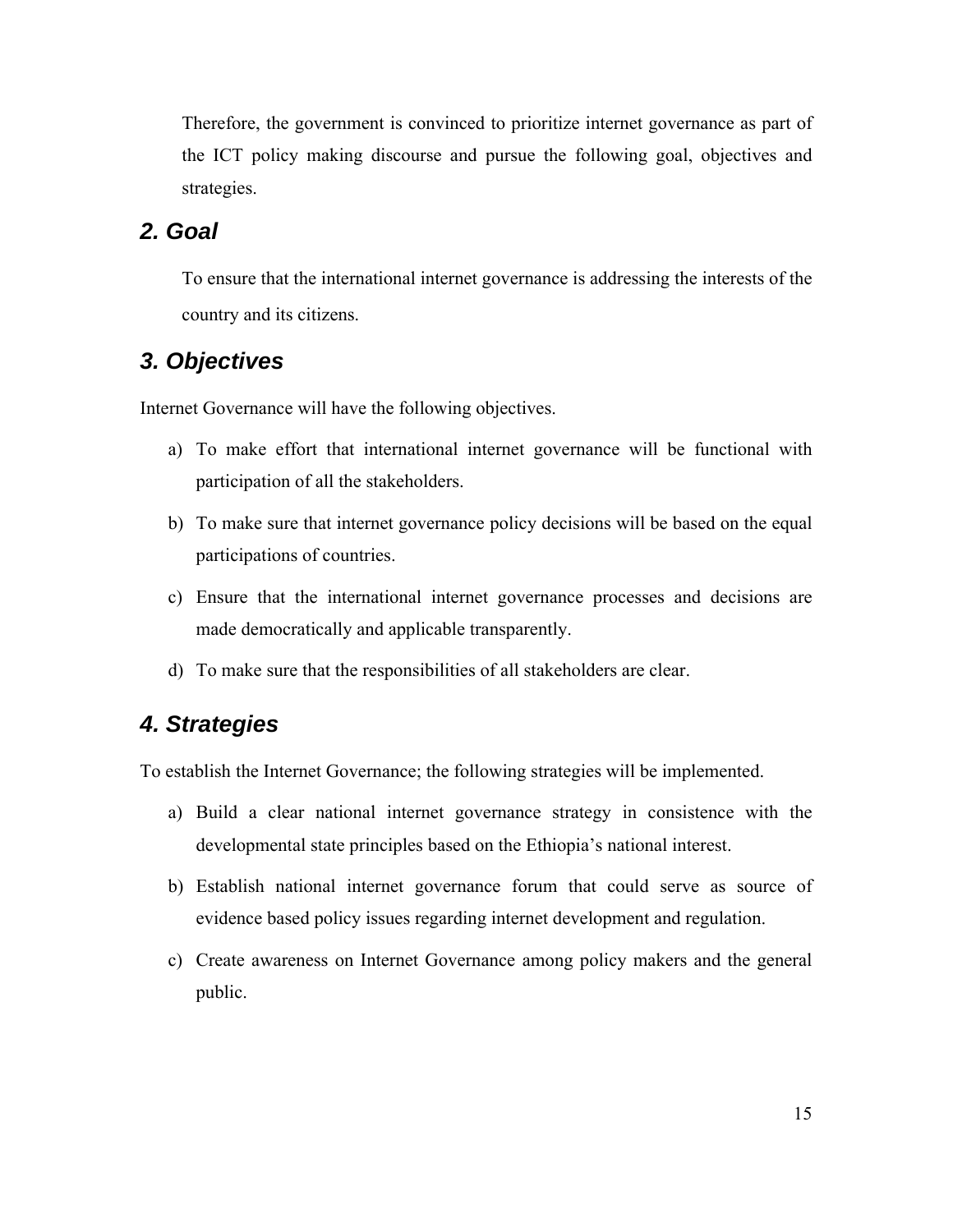Therefore, the government is convinced to prioritize internet governance as part of the ICT policy making discourse and pursue the following goal, objectives and strategies.

## *2. Goal*

To ensure that the international internet governance is addressing the interests of the country and its citizens.

## *3. Objectives*

Internet Governance will have the following objectives.

a) To make effort that international internet governance will be functional with participation of all the stakeholders.

b) To make sure that internet governance policy decisions will be based on the equal participations of countries.

c) Ensure that the international internet governance processes and decisions are made democratically and applicable transparently.

d) To make sure that the responsibilities of all stakeholders are clear.

## *4. Strategies*

To establish the Internet Governance; the following strategies will be implemented.

a) Build a clear national internet governance strategy in consistence with the developmental state principles based on the Ethiopia's national interest.

b) Establish national internet governance forum that could serve as source of evidence based policy issues regarding internet development and regulation.

c) Create awareness on Internet Governance among policy makers and the general public.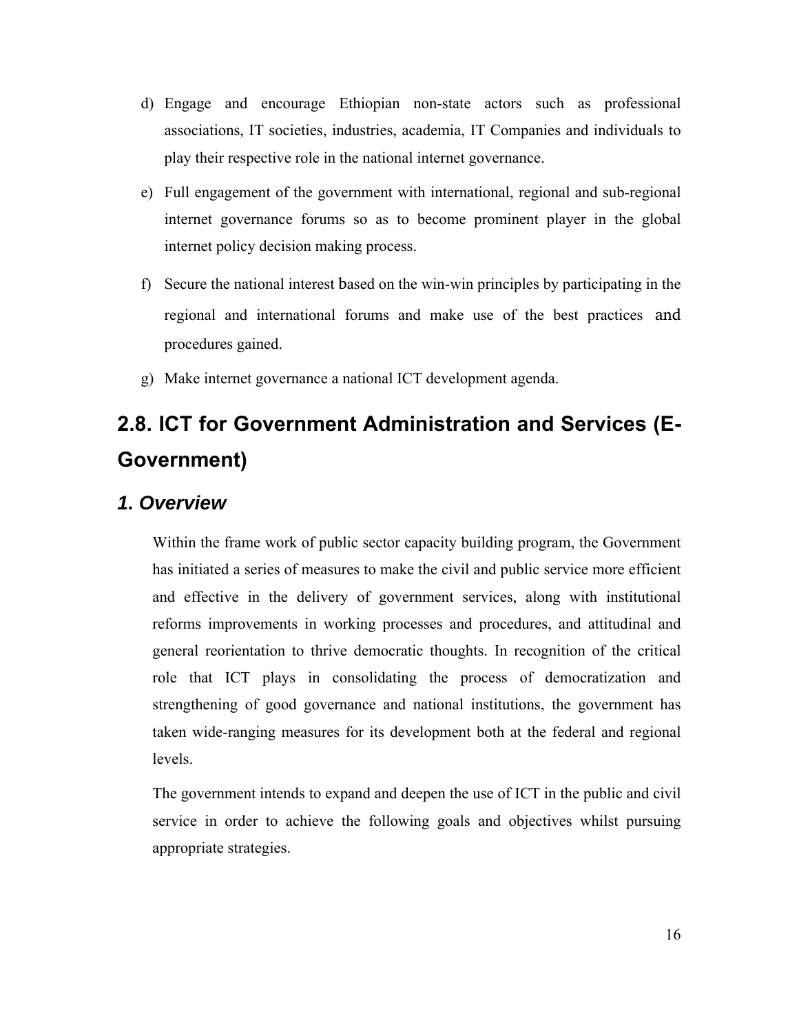d) Engage and encourage Ethiopian non-state actors such as professional associations, IT societies, industries, academia, IT Companies and individuals to play their respective role in the national internet governance.

e) Full engagement of the government with international, regional and sub-regional internet governance forums so as to become prominent player in the global internet policy decision making process.

f) Secure the national interest based on the win-win principles by participating in the regional and international forums and make use of the best practices and procedures gained.

g) Make internet governance a national ICT development agenda.

## 2.8. ICT for Government Administration and Services (E-Government)

### *1. Overview*

Within the frame work of public sector capacity building program, the Government has initiated a series of measures to make the civil and public service more efficient and effective in the delivery of government services, along with institutional reforms improvements in working processes and procedures, and attitudinal and general reorientation to thrive democratic thoughts. In recognition of the critical role that ICT plays in consolidating the process of democratization and strengthening of good governance and national institutions, the government has taken wide-ranging measures for its development both at the federal and regional levels.

The government intends to expand and deepen the use of ICT in the public and civil service in order to achieve the following goals and objectives whilst pursuing appropriate strategies.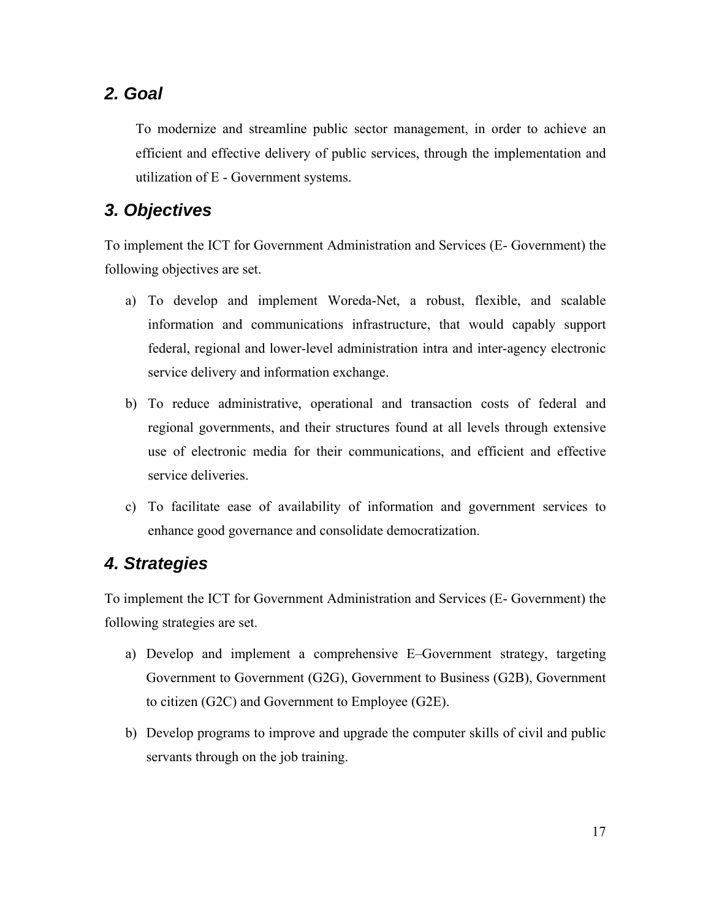## *2. Goal*

To modernize and streamline public sector management, in order to achieve an efficient and effective delivery of public services, through the implementation and utilization of E - Government systems.

## *3. Objectives*

To implement the ICT for Government Administration and Services (E- Government) the following objectives are set.

a) To develop and implement Woreda-Net, a robust, flexible, and scalable information and communications infrastructure, that would capably support federal, regional and lower-level administration intra and inter-agency electronic service delivery and information exchange.

b) To reduce administrative, operational and transaction costs of federal and regional governments, and their structures found at all levels through extensive use of electronic media for their communications, and efficient and effective service deliveries.

c) To facilitate ease of availability of information and government services to enhance good governance and consolidate democratization.

## *4. Strategies*

To implement the ICT for Government Administration and Services (E- Government) the following strategies are set.

a) Develop and implement a comprehensive E–Government strategy, targeting Government to Government (G2G), Government to Business (G2B), Government to citizen (G2C) and Government to Employee (G2E).

b) Develop programs to improve and upgrade the computer skills of civil and public servants through on the job training.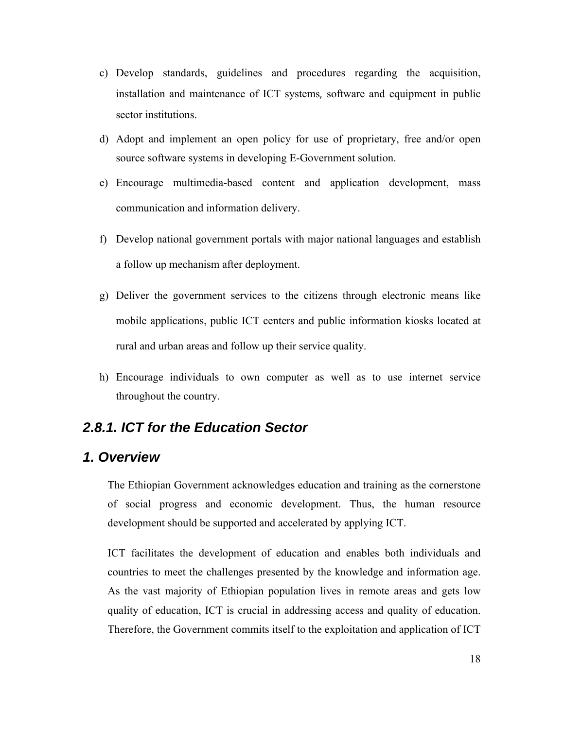c) Develop standards, guidelines and procedures regarding the acquisition, installation and maintenance of ICT systems, software and equipment in public sector institutions.

d) Adopt and implement an open policy for use of proprietary, free and/or open source software systems in developing E-Government solution.

e) Encourage multimedia-based content and application development, mass communication and information delivery.

f) Develop national government portals with major national languages and establish a follow up mechanism after deployment.

g) Deliver the government services to the citizens through electronic means like mobile applications, public ICT centers and public information kiosks located at rural and urban areas and follow up their service quality.

h) Encourage individuals to own computer as well as to use internet service throughout the country.

## *2.8.1. ICT for the Education Sector*

### *1. Overview*

The Ethiopian Government acknowledges education and training as the cornerstone of social progress and economic development. Thus, the human resource development should be supported and accelerated by applying ICT.

ICT facilitates the development of education and enables both individuals and countries to meet the challenges presented by the knowledge and information age. As the vast majority of Ethiopian population lives in remote areas and gets low quality of education, ICT is crucial in addressing access and quality of education. Therefore, the Government commits itself to the exploitation and application of ICT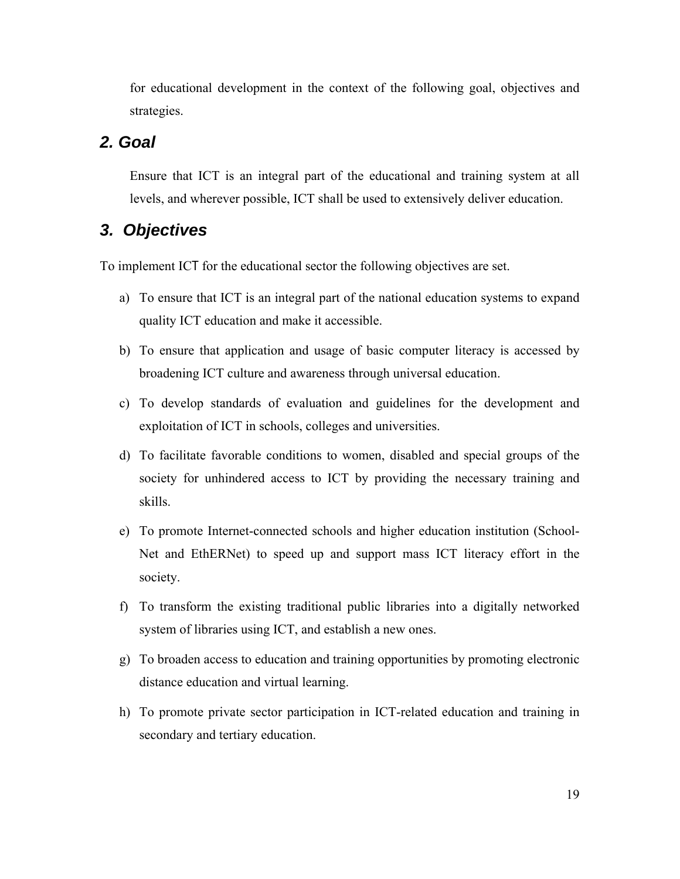for educational development in the context of the following goal, objectives and strategies.

## 2. Goal

Ensure that ICT is an integral part of the educational and training system at all levels, and wherever possible, ICT shall be used to extensively deliver education.

## 3. Objectives

To implement ICT for the educational sector the following objectives are set.

a) To ensure that ICT is an integral part of the national education systems to expand quality ICT education and make it accessible.

b) To ensure that application and usage of basic computer literacy is accessed by broadening ICT culture and awareness through universal education.

c) To develop standards of evaluation and guidelines for the development and exploitation of ICT in schools, colleges and universities.

d) To facilitate favorable conditions to women, disabled and special groups of the society for unhindered access to ICT by providing the necessary training and skills.

e) To promote Internet-connected schools and higher education institution (School-Net and EthERNet) to speed up and support mass ICT literacy effort in the society.

f) To transform the existing traditional public libraries into a digitally networked system of libraries using ICT, and establish a new ones.

g) To broaden access to education and training opportunities by promoting electronic distance education and virtual learning.

h) To promote private sector participation in ICT-related education and training in secondary and tertiary education.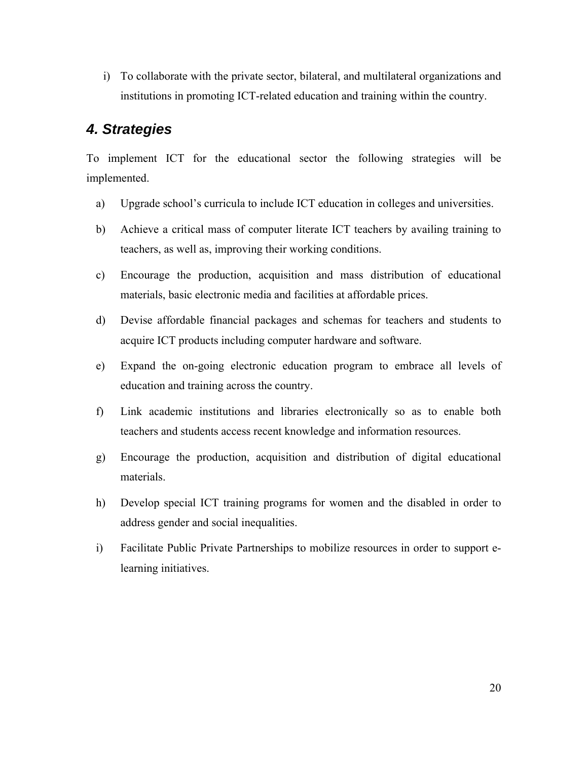i) To collaborate with the private sector, bilateral, and multilateral organizations and institutions in promoting ICT-related education and training within the country.

## 4. Strategies

To implement ICT for the educational sector the following strategies will be implemented.

a) Upgrade school's curricula to include ICT education in colleges and universities.

b) Achieve a critical mass of computer literate ICT teachers by availing training to teachers, as well as, improving their working conditions.

c) Encourage the production, acquisition and mass distribution of educational materials, basic electronic media and facilities at affordable prices.

d) Devise affordable financial packages and schemas for teachers and students to acquire ICT products including computer hardware and software.

e) Expand the on-going electronic education program to embrace all levels of education and training across the country.

f) Link academic institutions and libraries electronically so as to enable both teachers and students access recent knowledge and information resources.

g) Encourage the production, acquisition and distribution of digital educational materials.

h) Develop special ICT training programs for women and the disabled in order to address gender and social inequalities.

i) Facilitate Public Private Partnerships to mobilize resources in order to support e-learning initiatives.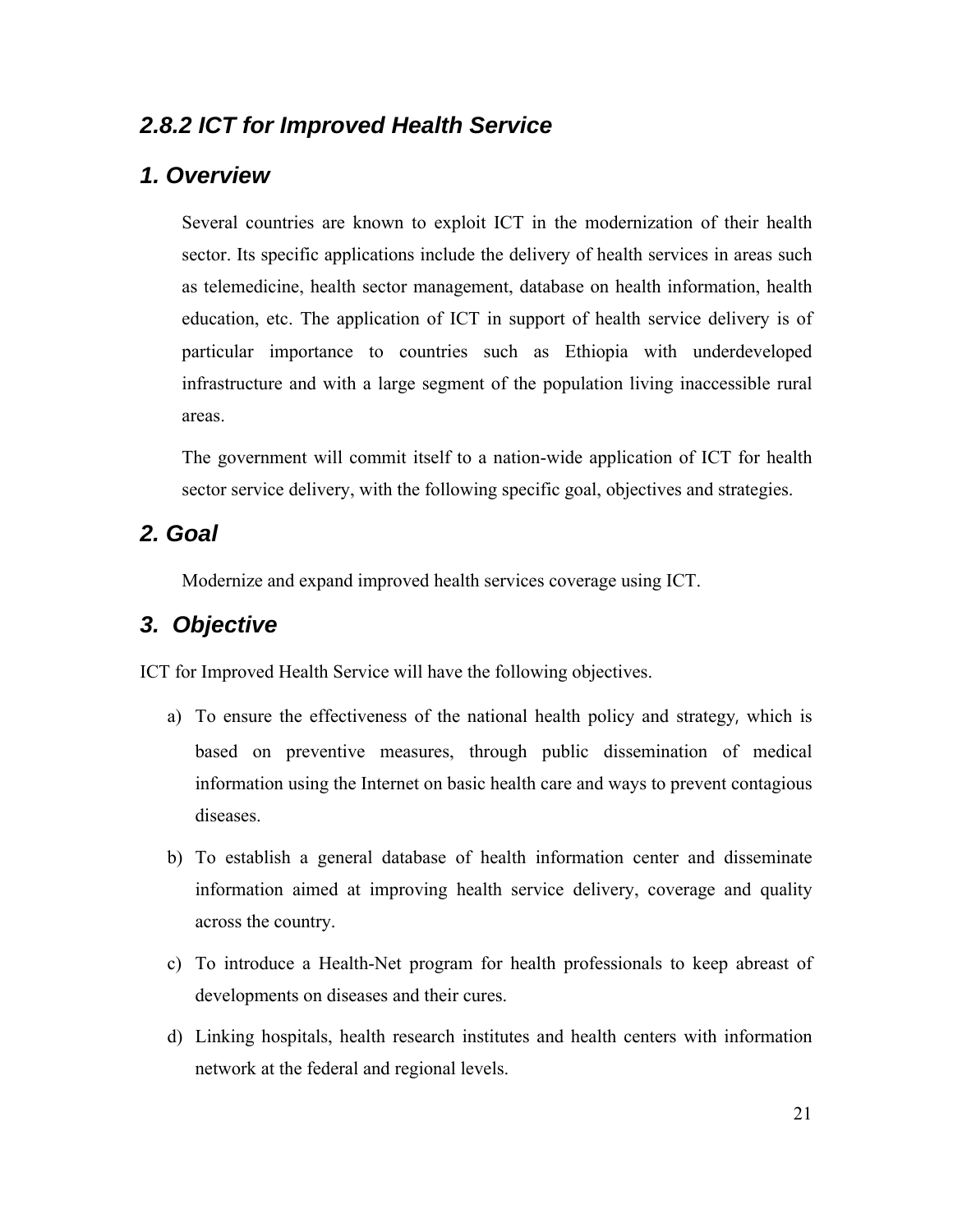### 2.8.2 ICT for Improved Health Service

### 1. Overview

Several countries are known to exploit ICT in the modernization of their health sector. Its specific applications include the delivery of health services in areas such as telemedicine, health sector management, database on health information, health education, etc. The application of ICT in support of health service delivery is of particular importance to countries such as Ethiopia with underdeveloped infrastructure and with a large segment of the population living inaccessible rural areas.

The government will commit itself to a nation-wide application of ICT for health sector service delivery, with the following specific goal, objectives and strategies.

### 2. Goal

Modernize and expand improved health services coverage using ICT.

### 3. Objective

ICT for Improved Health Service will have the following objectives.

a) To ensure the effectiveness of the national health policy and strategy, which is based on preventive measures, through public dissemination of medical information using the Internet on basic health care and ways to prevent contagious diseases.

b) To establish a general database of health information center and disseminate information aimed at improving health service delivery, coverage and quality across the country.

c) To introduce a Health-Net program for health professionals to keep abreast of developments on diseases and their cures.

d) Linking hospitals, health research institutes and health centers with information network at the federal and regional levels.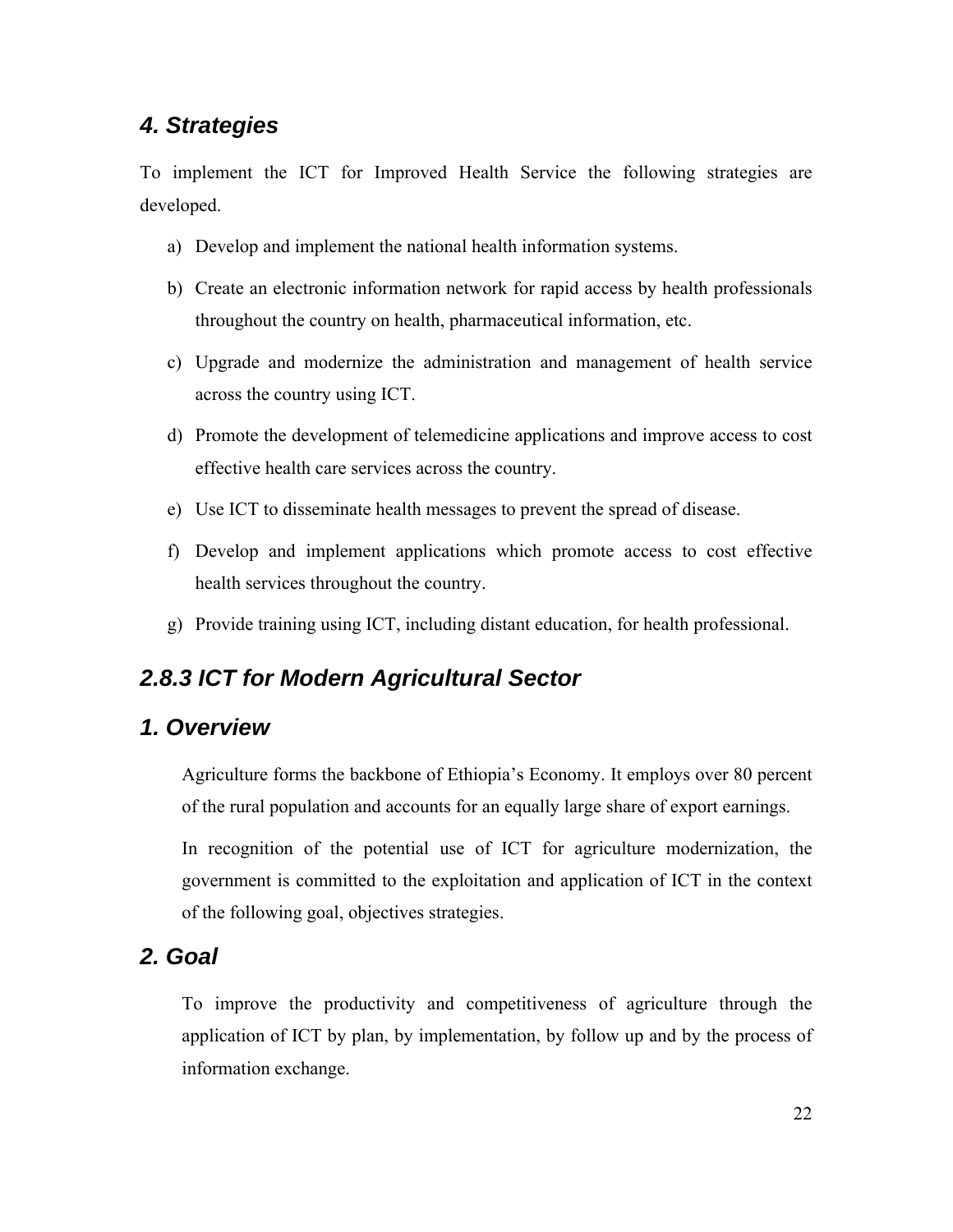## 4. Strategies

To implement the ICT for Improved Health Service the following strategies are developed.

a) Develop and implement the national health information systems.

b) Create an electronic information network for rapid access by health professionals throughout the country on health, pharmaceutical information, etc.

c) Upgrade and modernize the administration and management of health service across the country using ICT.

d) Promote the development of telemedicine applications and improve access to cost effective health care services across the country.

e) Use ICT to disseminate health messages to prevent the spread of disease.

f) Develop and implement applications which promote access to cost effective health services throughout the country.

g) Provide training using ICT, including distant education, for health professional.

## 2.8.3 ICT for Modern Agricultural Sector

## 1. Overview

Agriculture forms the backbone of Ethiopia's Economy. It employs over 80 percent of the rural population and accounts for an equally large share of export earnings.

In recognition of the potential use of ICT for agriculture modernization, the government is committed to the exploitation and application of ICT in the context of the following goal, objectives strategies.

## 2. Goal

To improve the productivity and competitiveness of agriculture through the application of ICT by plan, by implementation, by follow up and by the process of information exchange.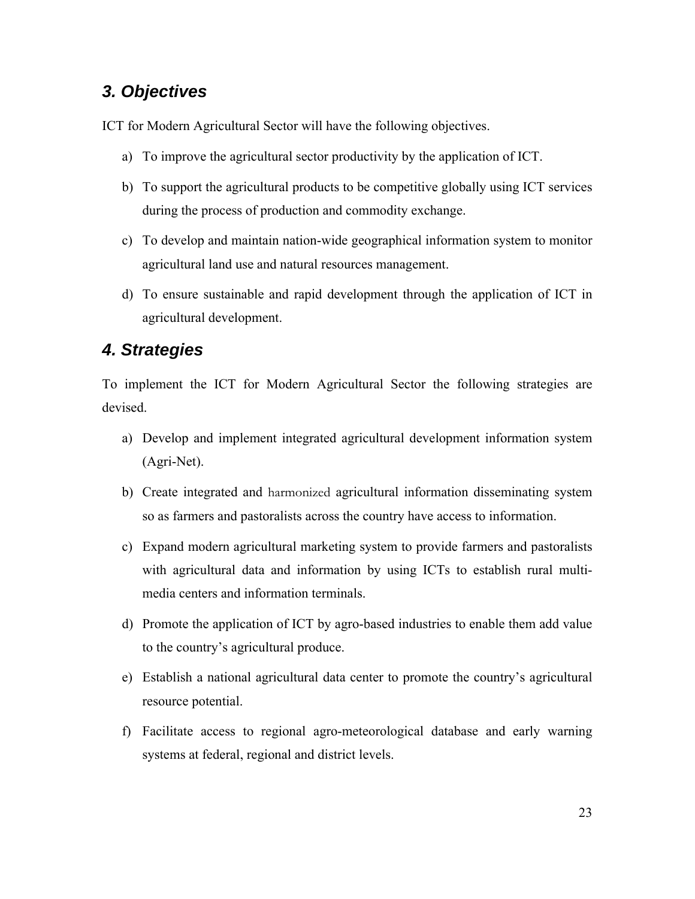## *3. Objectives*

ICT for Modern Agricultural Sector will have the following objectives.

a) To improve the agricultural sector productivity by the application of ICT.

b) To support the agricultural products to be competitive globally using ICT services during the process of production and commodity exchange.

c) To develop and maintain nation-wide geographical information system to monitor agricultural land use and natural resources management.

d) To ensure sustainable and rapid development through the application of ICT in agricultural development.

## *4. Strategies*

To implement the ICT for Modern Agricultural Sector the following strategies are devised.

a) Develop and implement integrated agricultural development information system (Agri-Net).

b) Create integrated and harmonized agricultural information disseminating system so as farmers and pastoralists across the country have access to information.

c) Expand modern agricultural marketing system to provide farmers and pastoralists with agricultural data and information by using ICTs to establish rural multi-media centers and information terminals.

d) Promote the application of ICT by agro-based industries to enable them add value to the country's agricultural produce.

e) Establish a national agricultural data center to promote the country's agricultural resource potential.

f) Facilitate access to regional agro-meteorological database and early warning systems at federal, regional and district levels.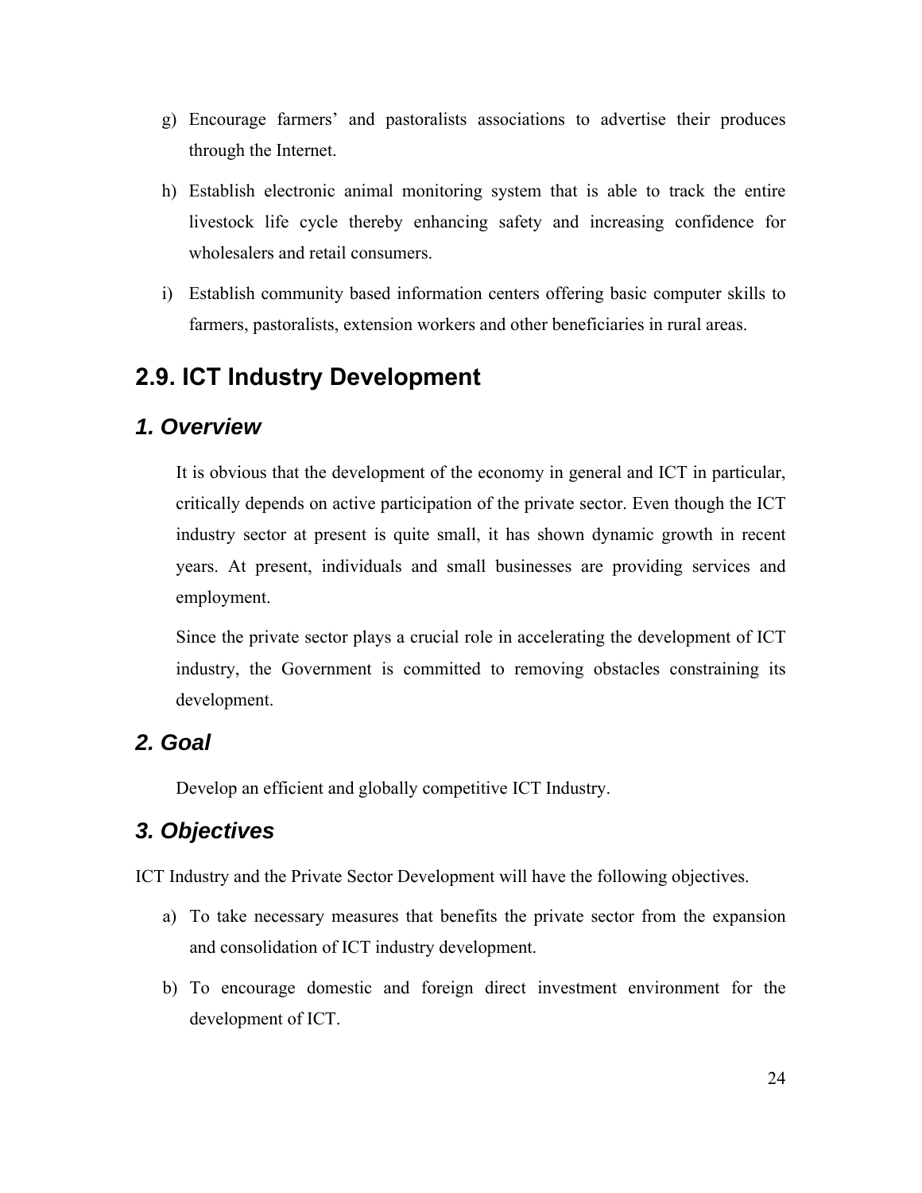g) Encourage farmers' and pastoralists associations to advertise their produces through the Internet.

h) Establish electronic animal monitoring system that is able to track the entire livestock life cycle thereby enhancing safety and increasing confidence for wholesalers and retail consumers.

i) Establish community based information centers offering basic computer skills to farmers, pastoralists, extension workers and other beneficiaries in rural areas.

## 2.9. ICT Industry Development

### *1. Overview*

It is obvious that the development of the economy in general and ICT in particular, critically depends on active participation of the private sector. Even though the ICT industry sector at present is quite small, it has shown dynamic growth in recent years. At present, individuals and small businesses are providing services and employment.

Since the private sector plays a crucial role in accelerating the development of ICT industry, the Government is committed to removing obstacles constraining its development.

### *2. Goal*

Develop an efficient and globally competitive ICT Industry.

### *3. Objectives*

ICT Industry and the Private Sector Development will have the following objectives.

a) To take necessary measures that benefits the private sector from the expansion and consolidation of ICT industry development.

b) To encourage domestic and foreign direct investment environment for the development of ICT.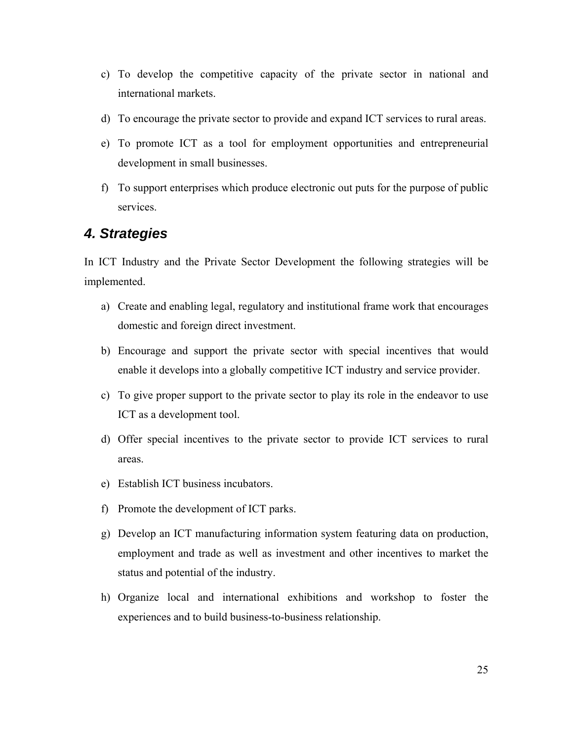c) To develop the competitive capacity of the private sector in national and international markets.

d) To encourage the private sector to provide and expand ICT services to rural areas.

e) To promote ICT as a tool for employment opportunities and entrepreneurial development in small businesses.

f) To support enterprises which produce electronic out puts for the purpose of public services.

## *4. Strategies*

In ICT Industry and the Private Sector Development the following strategies will be implemented.

a) Create and enabling legal, regulatory and institutional frame work that encourages domestic and foreign direct investment.

b) Encourage and support the private sector with special incentives that would enable it develops into a globally competitive ICT industry and service provider.

c) To give proper support to the private sector to play its role in the endeavor to use ICT as a development tool.

d) Offer special incentives to the private sector to provide ICT services to rural areas.

e) Establish ICT business incubators.

f) Promote the development of ICT parks.

g) Develop an ICT manufacturing information system featuring data on production, employment and trade as well as investment and other incentives to market the status and potential of the industry.

h) Organize local and international exhibitions and workshop to foster the experiences and to build business-to-business relationship.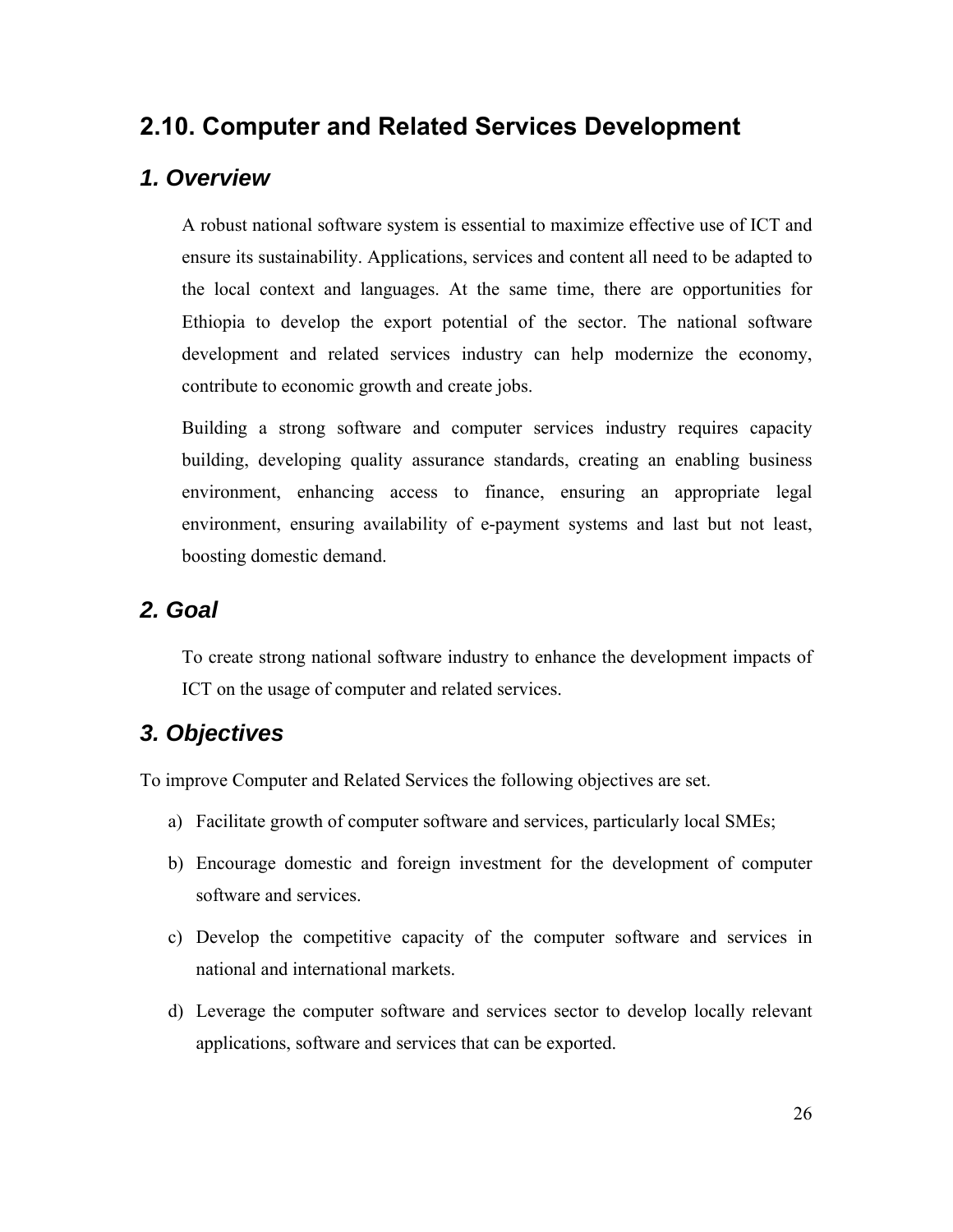## 2.10. Computer and Related Services Development

### *1. Overview*

A robust national software system is essential to maximize effective use of ICT and ensure its sustainability. Applications, services and content all need to be adapted to the local context and languages. At the same time, there are opportunities for Ethiopia to develop the export potential of the sector. The national software development and related services industry can help modernize the economy, contribute to economic growth and create jobs.

Building a strong software and computer services industry requires capacity building, developing quality assurance standards, creating an enabling business environment, enhancing access to finance, ensuring an appropriate legal environment, ensuring availability of e-payment systems and last but not least, boosting domestic demand.

### *2. Goal*

To create strong national software industry to enhance the development impacts of ICT on the usage of computer and related services.

### *3. Objectives*

To improve Computer and Related Services the following objectives are set.

a) Facilitate growth of computer software and services, particularly local SMEs;

b) Encourage domestic and foreign investment for the development of computer software and services.

c) Develop the competitive capacity of the computer software and services in national and international markets.

d) Leverage the computer software and services sector to develop locally relevant applications, software and services that can be exported.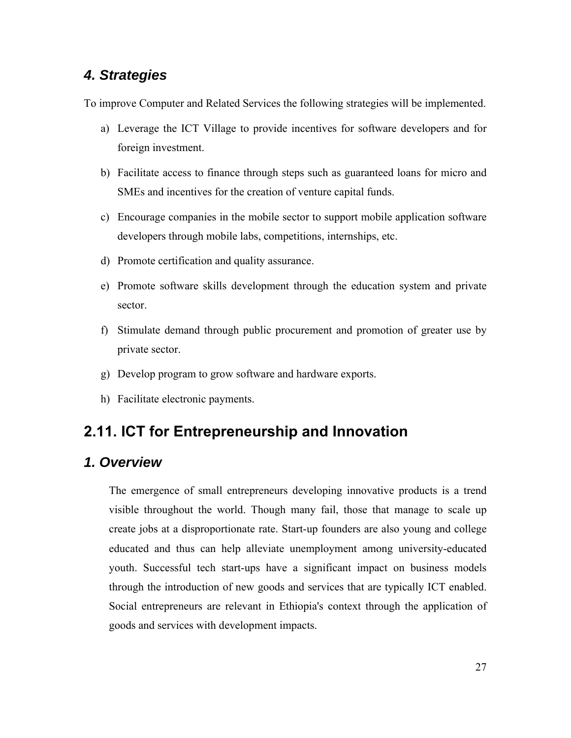### *4. Strategies*

To improve Computer and Related Services the following strategies will be implemented.

a) Leverage the ICT Village to provide incentives for software developers and for foreign investment.

b) Facilitate access to finance through steps such as guaranteed loans for micro and SMEs and incentives for the creation of venture capital funds.

c) Encourage companies in the mobile sector to support mobile application software developers through mobile labs, competitions, internships, etc.

d) Promote certification and quality assurance.

e) Promote software skills development through the education system and private sector.

f) Stimulate demand through public procurement and promotion of greater use by private sector.

g) Develop program to grow software and hardware exports.

h) Facilitate electronic payments.

## 2.11. ICT for Entrepreneurship and Innovation

### *1. Overview*

The emergence of small entrepreneurs developing innovative products is a trend visible throughout the world. Though many fail, those that manage to scale up create jobs at a disproportionate rate. Start-up founders are also young and college educated and thus can help alleviate unemployment among university-educated youth. Successful tech start-ups have a significant impact on business models through the introduction of new goods and services that are typically ICT enabled. Social entrepreneurs are relevant in Ethiopia's context through the application of goods and services with development impacts.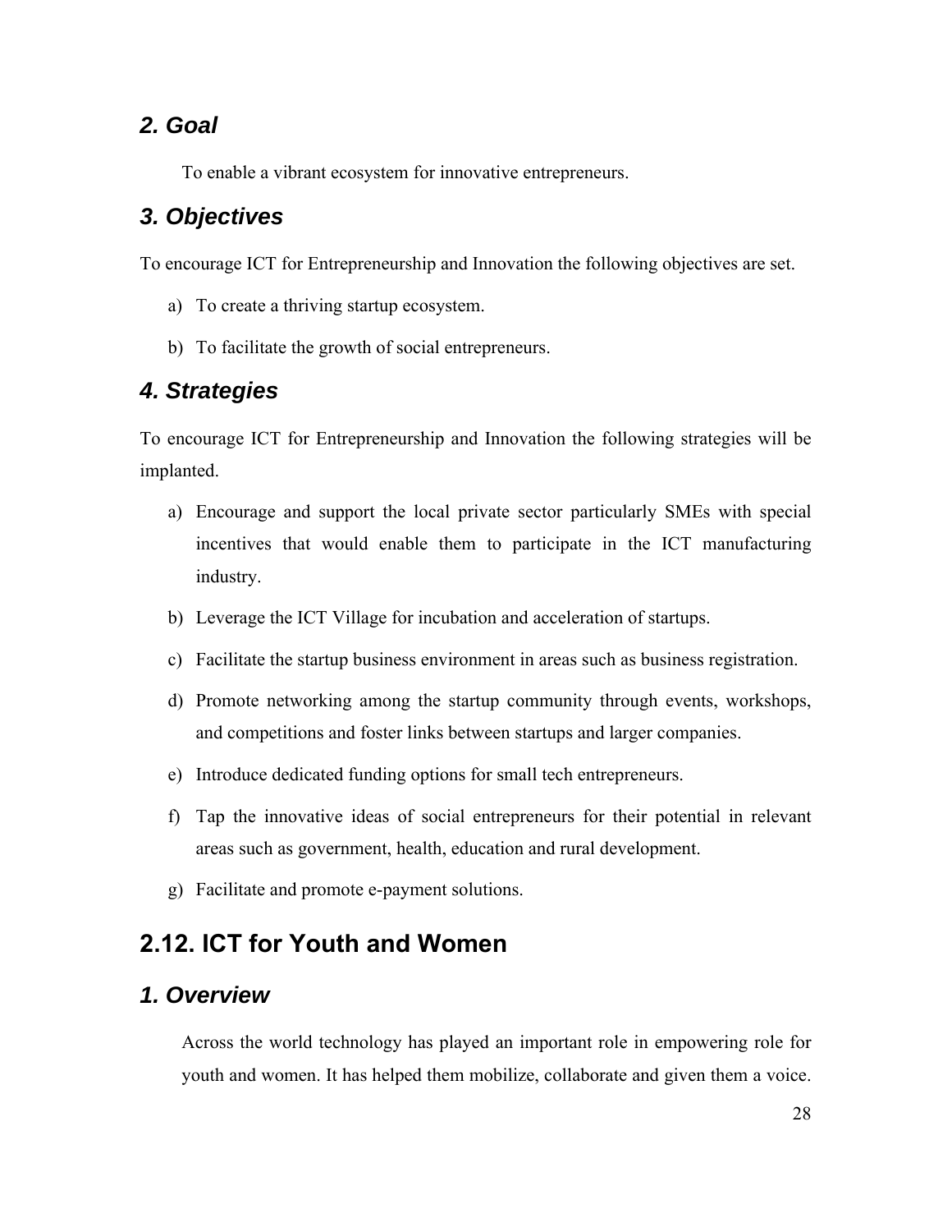### 2. Goal

To enable a vibrant ecosystem for innovative entrepreneurs.

### 3. Objectives

To encourage ICT for Entrepreneurship and Innovation the following objectives are set.

a) To create a thriving startup ecosystem.

b) To facilitate the growth of social entrepreneurs.

### 4. Strategies

To encourage ICT for Entrepreneurship and Innovation the following strategies will be implanted.

a) Encourage and support the local private sector particularly SMEs with special incentives that would enable them to participate in the ICT manufacturing industry.

b) Leverage the ICT Village for incubation and acceleration of startups.

c) Facilitate the startup business environment in areas such as business registration.

d) Promote networking among the startup community through events, workshops, and competitions and foster links between startups and larger companies.

e) Introduce dedicated funding options for small tech entrepreneurs.

f) Tap the innovative ideas of social entrepreneurs for their potential in relevant areas such as government, health, education and rural development.

g) Facilitate and promote e-payment solutions.

## 2.12. ICT for Youth and Women

### 1. Overview

Across the world technology has played an important role in empowering role for youth and women. It has helped them mobilize, collaborate and given them a voice.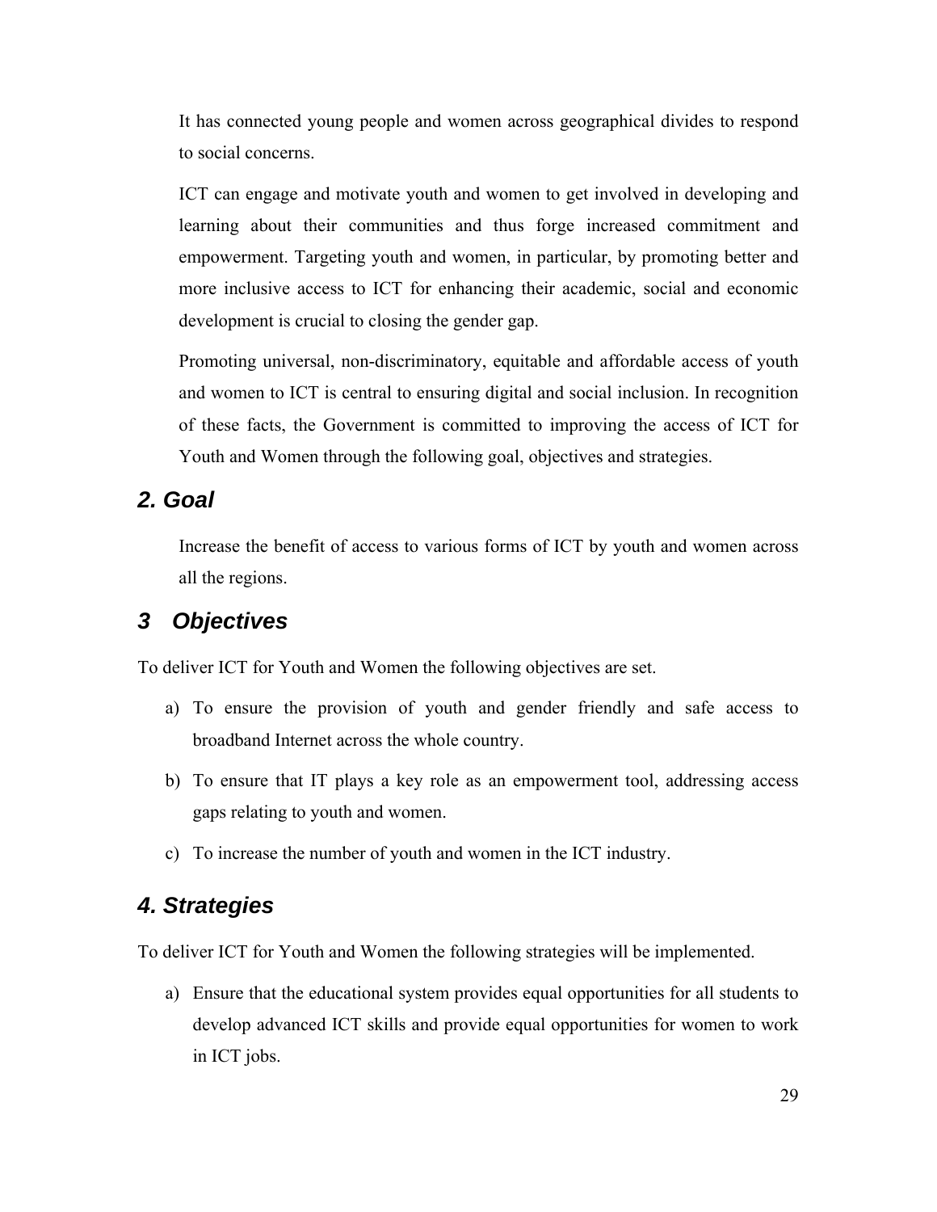It has connected young people and women across geographical divides to respond to social concerns.

ICT can engage and motivate youth and women to get involved in developing and learning about their communities and thus forge increased commitment and empowerment. Targeting youth and women, in particular, by promoting better and more inclusive access to ICT for enhancing their academic, social and economic development is crucial to closing the gender gap.

Promoting universal, non-discriminatory, equitable and affordable access of youth and women to ICT is central to ensuring digital and social inclusion. In recognition of these facts, the Government is committed to improving the access of ICT for Youth and Women through the following goal, objectives and strategies.

## *2. Goal*

Increase the benefit of access to various forms of ICT by youth and women across all the regions.

## *3 Objectives*

To deliver ICT for Youth and Women the following objectives are set.

a) To ensure the provision of youth and gender friendly and safe access to broadband Internet across the whole country.

b) To ensure that IT plays a key role as an empowerment tool, addressing access gaps relating to youth and women.

c) To increase the number of youth and women in the ICT industry.

## *4. Strategies*

To deliver ICT for Youth and Women the following strategies will be implemented.

a) Ensure that the educational system provides equal opportunities for all students to develop advanced ICT skills and provide equal opportunities for women to work in ICT jobs.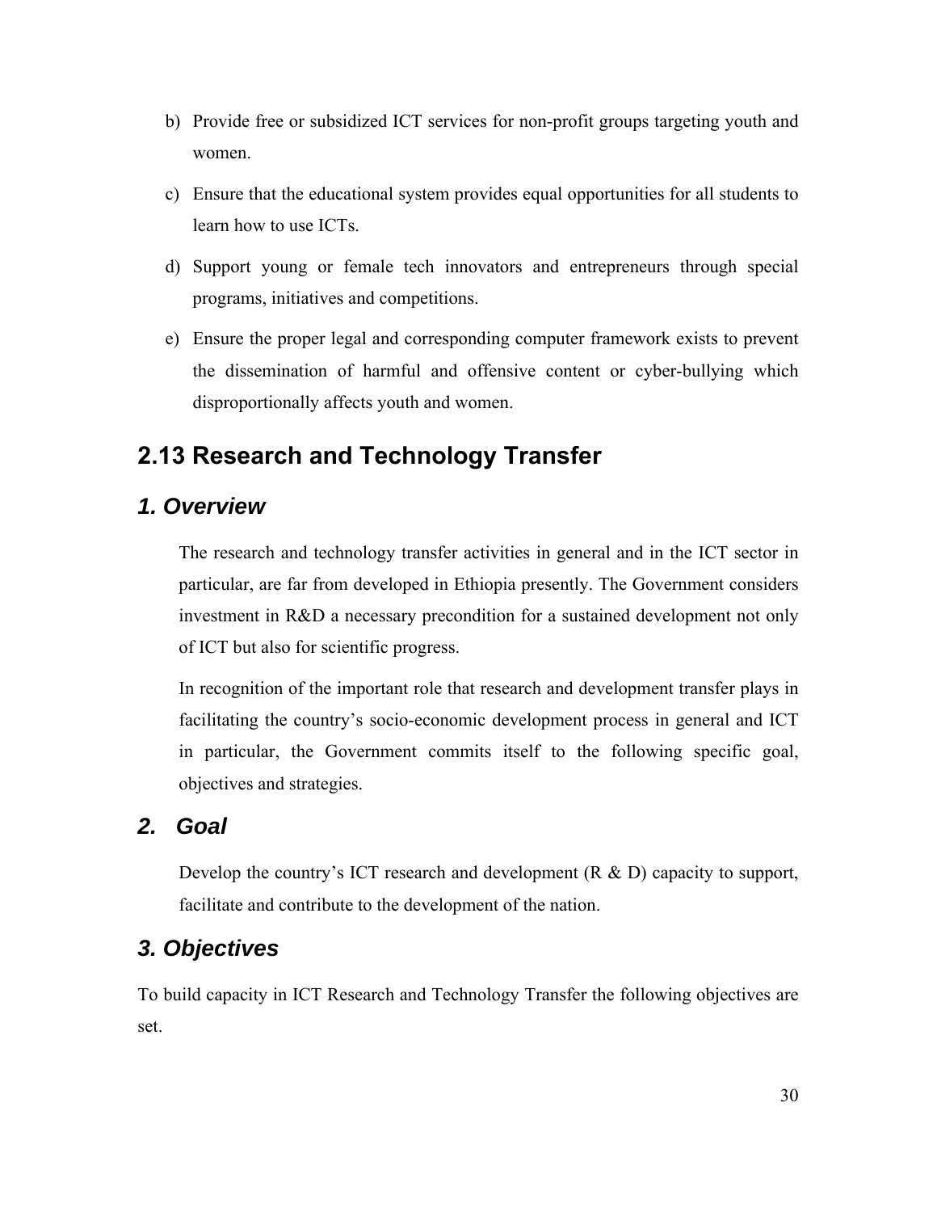b) Provide free or subsidized ICT services for non-profit groups targeting youth and women.

c) Ensure that the educational system provides equal opportunities for all students to learn how to use ICTs.

d) Support young or female tech innovators and entrepreneurs through special programs, initiatives and competitions.

e) Ensure the proper legal and corresponding computer framework exists to prevent the dissemination of harmful and offensive content or cyber-bullying which disproportionally affects youth and women.

## 2.13 Research and Technology Transfer

### *1. Overview*

The research and technology transfer activities in general and in the ICT sector in particular, are far from developed in Ethiopia presently. The Government considers investment in R&D a necessary precondition for a sustained development not only of ICT but also for scientific progress.

In recognition of the important role that research and development transfer plays in facilitating the country's socio-economic development process in general and ICT in particular, the Government commits itself to the following specific goal, objectives and strategies.

### *2. Goal*

Develop the country's ICT research and development (R & D) capacity to support, facilitate and contribute to the development of the nation.

### *3. Objectives*

To build capacity in ICT Research and Technology Transfer the following objectives are set.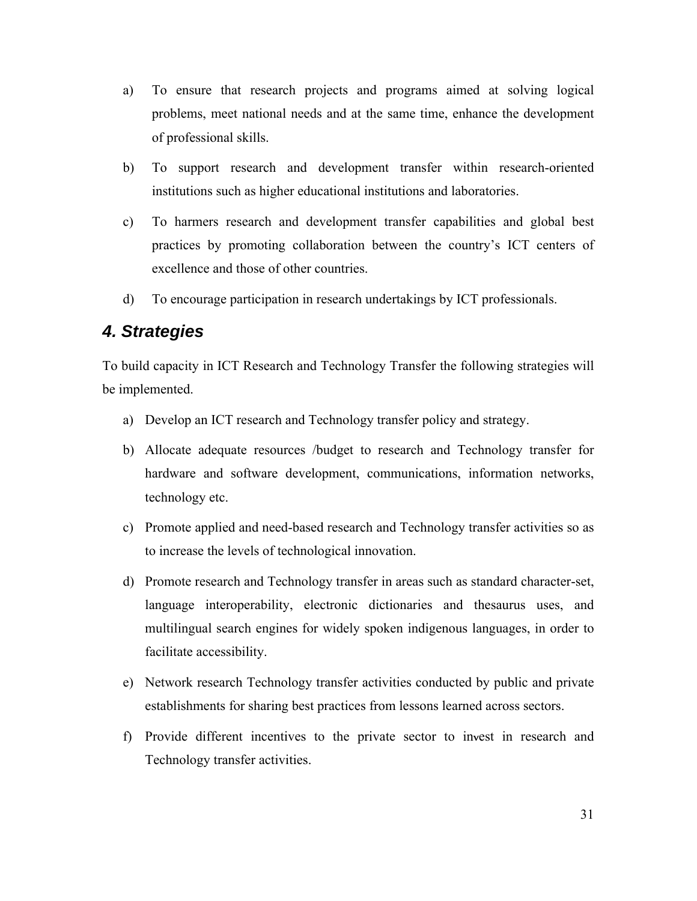a) To ensure that research projects and programs aimed at solving logical problems, meet national needs and at the same time, enhance the development of professional skills.

b) To support research and development transfer within research-oriented institutions such as higher educational institutions and laboratories.

c) To harmers research and development transfer capabilities and global best practices by promoting collaboration between the country's ICT centers of excellence and those of other countries.

d) To encourage participation in research undertakings by ICT professionals.

## *4. Strategies*

To build capacity in ICT Research and Technology Transfer the following strategies will be implemented.

a) Develop an ICT research and Technology transfer policy and strategy.

b) Allocate adequate resources /budget to research and Technology transfer for hardware and software development, communications, information networks, technology etc.

c) Promote applied and need-based research and Technology transfer activities so as to increase the levels of technological innovation.

d) Promote research and Technology transfer in areas such as standard character-set, language interoperability, electronic dictionaries and thesaurus uses, and multilingual search engines for widely spoken indigenous languages, in order to facilitate accessibility.

e) Network research Technology transfer activities conducted by public and private establishments for sharing best practices from lessons learned across sectors.

f) Provide different incentives to the private sector to invest in research and Technology transfer activities.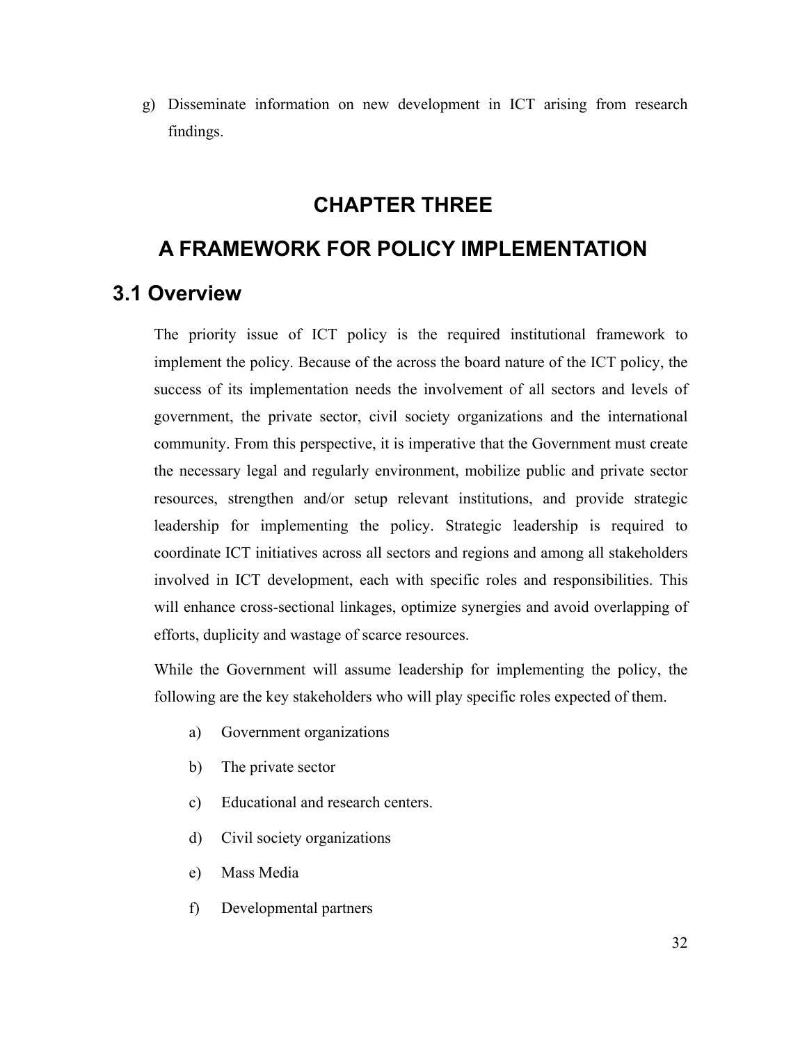g) Disseminate information on new development in ICT arising from research findings.

# CHAPTER THREE

# A FRAMEWORK FOR POLICY IMPLEMENTATION

## 3.1 Overview

The priority issue of ICT policy is the required institutional framework to implement the policy. Because of the across the board nature of the ICT policy, the success of its implementation needs the involvement of all sectors and levels of government, the private sector, civil society organizations and the international community. From this perspective, it is imperative that the Government must create the necessary legal and regularly environment, mobilize public and private sector resources, strengthen and/or setup relevant institutions, and provide strategic leadership for implementing the policy. Strategic leadership is required to coordinate ICT initiatives across all sectors and regions and among all stakeholders involved in ICT development, each with specific roles and responsibilities. This will enhance cross-sectional linkages, optimize synergies and avoid overlapping of efforts, duplicity and wastage of scarce resources.

While the Government will assume leadership for implementing the policy, the following are the key stakeholders who will play specific roles expected of them.

a) Government organizations

b) The private sector

c) Educational and research centers.

d) Civil society organizations

e) Mass Media

f) Developmental partners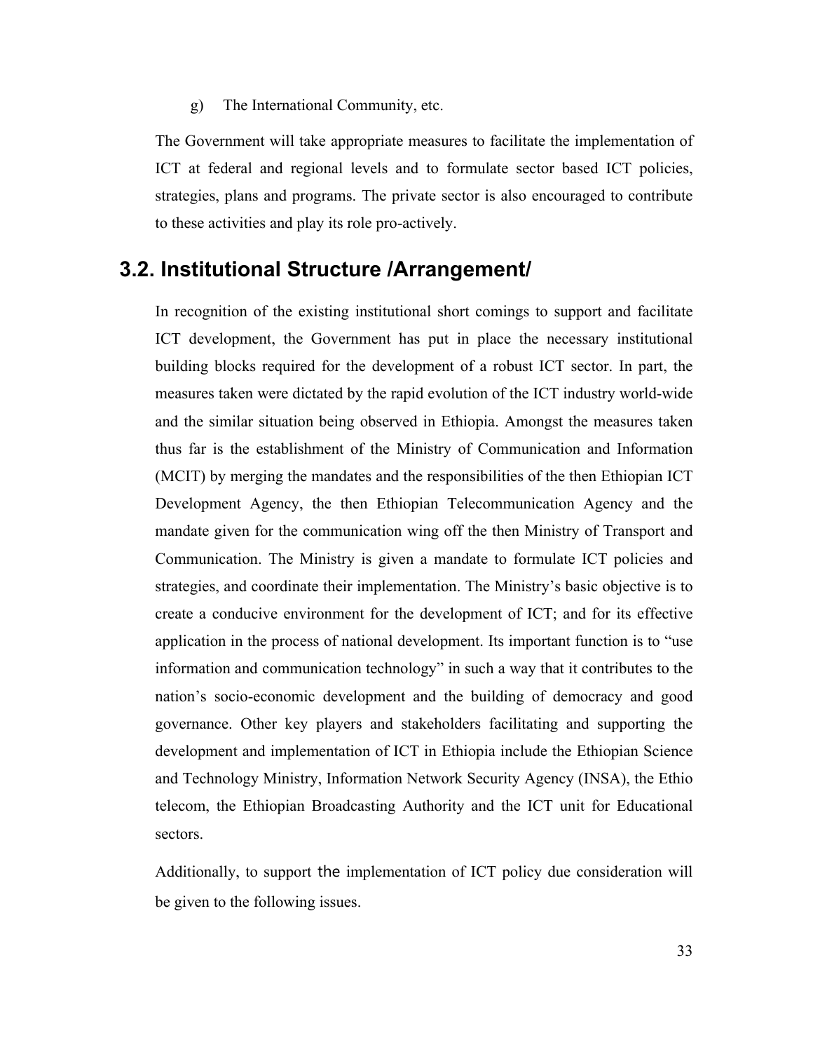g) The International Community, etc.

The Government will take appropriate measures to facilitate the implementation of ICT at federal and regional levels and to formulate sector based ICT policies, strategies, plans and programs. The private sector is also encouraged to contribute to these activities and play its role pro-actively.

## 3.2. Institutional Structure /Arrangement/

In recognition of the existing institutional short comings to support and facilitate ICT development, the Government has put in place the necessary institutional building blocks required for the development of a robust ICT sector. In part, the measures taken were dictated by the rapid evolution of the ICT industry world-wide and the similar situation being observed in Ethiopia. Amongst the measures taken thus far is the establishment of the Ministry of Communication and Information (MCIT) by merging the mandates and the responsibilities of the then Ethiopian ICT Development Agency, the then Ethiopian Telecommunication Agency and the mandate given for the communication wing off the then Ministry of Transport and Communication. The Ministry is given a mandate to formulate ICT policies and strategies, and coordinate their implementation. The Ministry's basic objective is to create a conducive environment for the development of ICT; and for its effective application in the process of national development. Its important function is to "use information and communication technology" in such a way that it contributes to the nation's socio-economic development and the building of democracy and good governance. Other key players and stakeholders facilitating and supporting the development and implementation of ICT in Ethiopia include the Ethiopian Science and Technology Ministry, Information Network Security Agency (INSA), the Ethio telecom, the Ethiopian Broadcasting Authority and the ICT unit for Educational sectors.

Additionally, to support the implementation of ICT policy due consideration will be given to the following issues.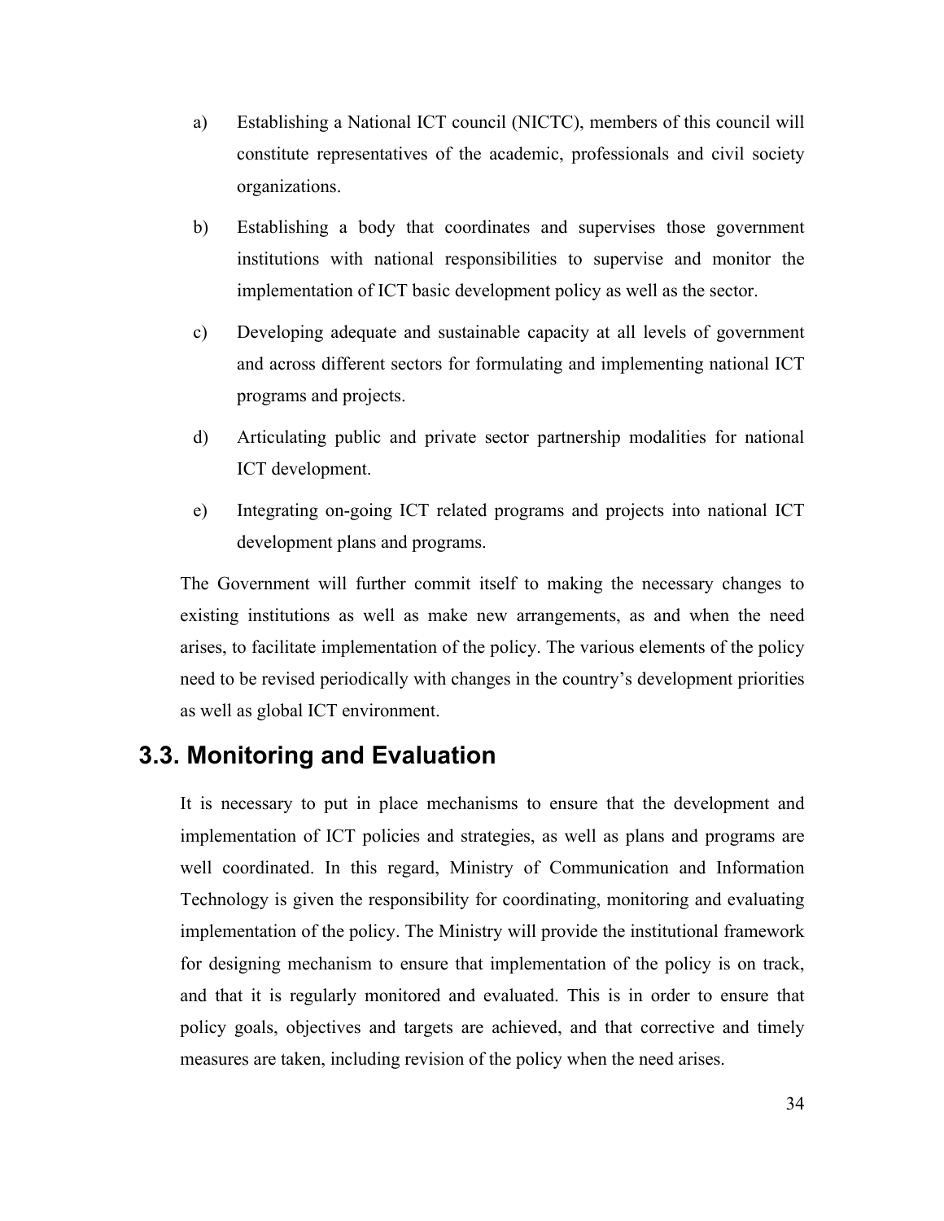a) Establishing a National ICT council (NICTC), members of this council will constitute representatives of the academic, professionals and civil society organizations.

b) Establishing a body that coordinates and supervises those government institutions with national responsibilities to supervise and monitor the implementation of ICT basic development policy as well as the sector.

c) Developing adequate and sustainable capacity at all levels of government and across different sectors for formulating and implementing national ICT programs and projects.

d) Articulating public and private sector partnership modalities for national ICT development.

e) Integrating on-going ICT related programs and projects into national ICT development plans and programs.

The Government will further commit itself to making the necessary changes to existing institutions as well as make new arrangements, as and when the need arises, to facilitate implementation of the policy. The various elements of the policy need to be revised periodically with changes in the country's development priorities as well as global ICT environment.

## 3.3. Monitoring and Evaluation

It is necessary to put in place mechanisms to ensure that the development and implementation of ICT policies and strategies, as well as plans and programs are well coordinated. In this regard, Ministry of Communication and Information Technology is given the responsibility for coordinating, monitoring and evaluating implementation of the policy. The Ministry will provide the institutional framework for designing mechanism to ensure that implementation of the policy is on track, and that it is regularly monitored and evaluated. This is in order to ensure that policy goals, objectives and targets are achieved, and that corrective and timely measures are taken, including revision of the policy when the need arises.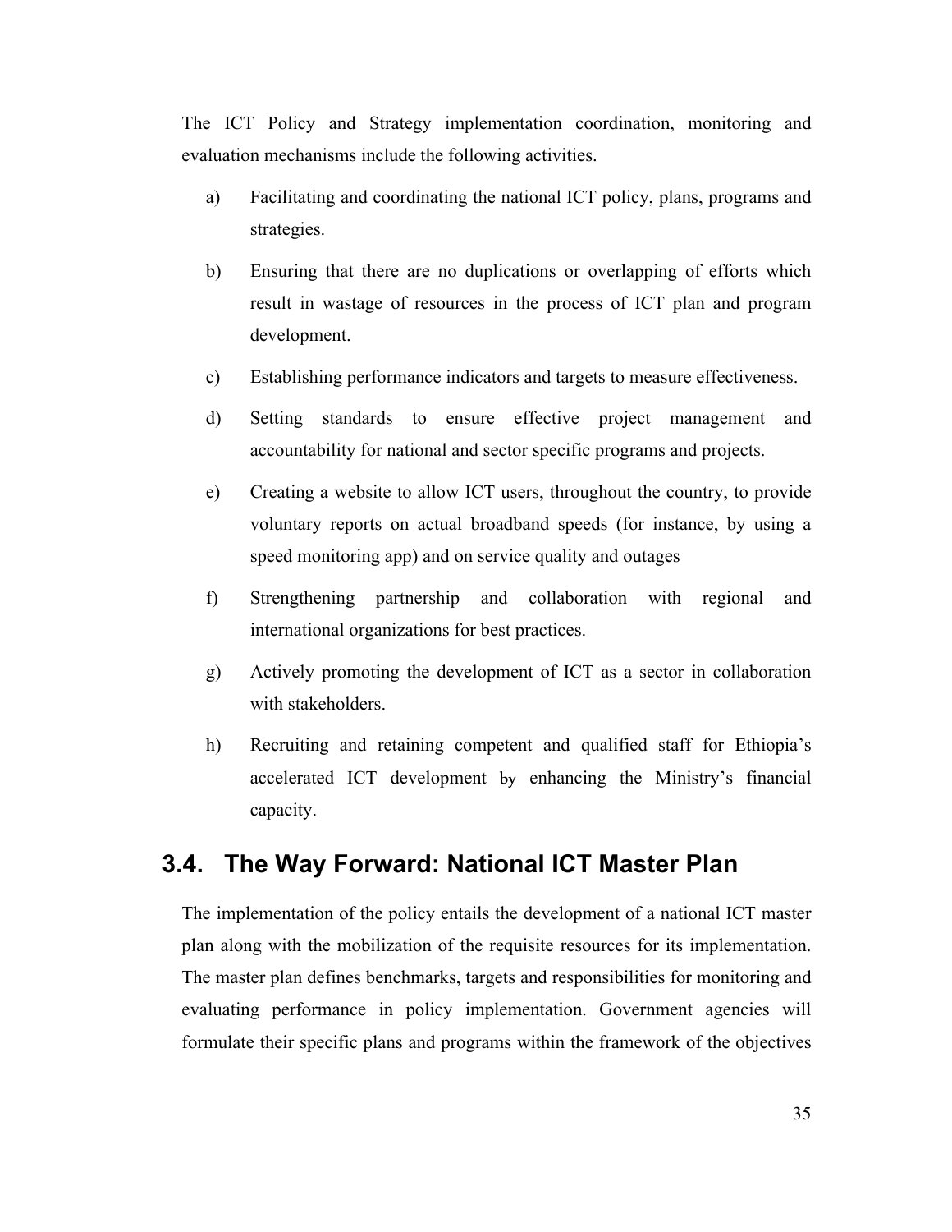The ICT Policy and Strategy implementation coordination, monitoring and evaluation mechanisms include the following activities.

a) Facilitating and coordinating the national ICT policy, plans, programs and strategies.

b) Ensuring that there are no duplications or overlapping of efforts which result in wastage of resources in the process of ICT plan and program development.

c) Establishing performance indicators and targets to measure effectiveness.

d) Setting standards to ensure effective project management and accountability for national and sector specific programs and projects.

e) Creating a website to allow ICT users, throughout the country, to provide voluntary reports on actual broadband speeds (for instance, by using a speed monitoring app) and on service quality and outages

f) Strengthening partnership and collaboration with regional and international organizations for best practices.

g) Actively promoting the development of ICT as a sector in collaboration with stakeholders.

h) Recruiting and retaining competent and qualified staff for Ethiopia's accelerated ICT development by enhancing the Ministry's financial capacity.

## 3.4. The Way Forward: National ICT Master Plan

The implementation of the policy entails the development of a national ICT master plan along with the mobilization of the requisite resources for its implementation. The master plan defines benchmarks, targets and responsibilities for monitoring and evaluating performance in policy implementation. Government agencies will formulate their specific plans and programs within the framework of the objectives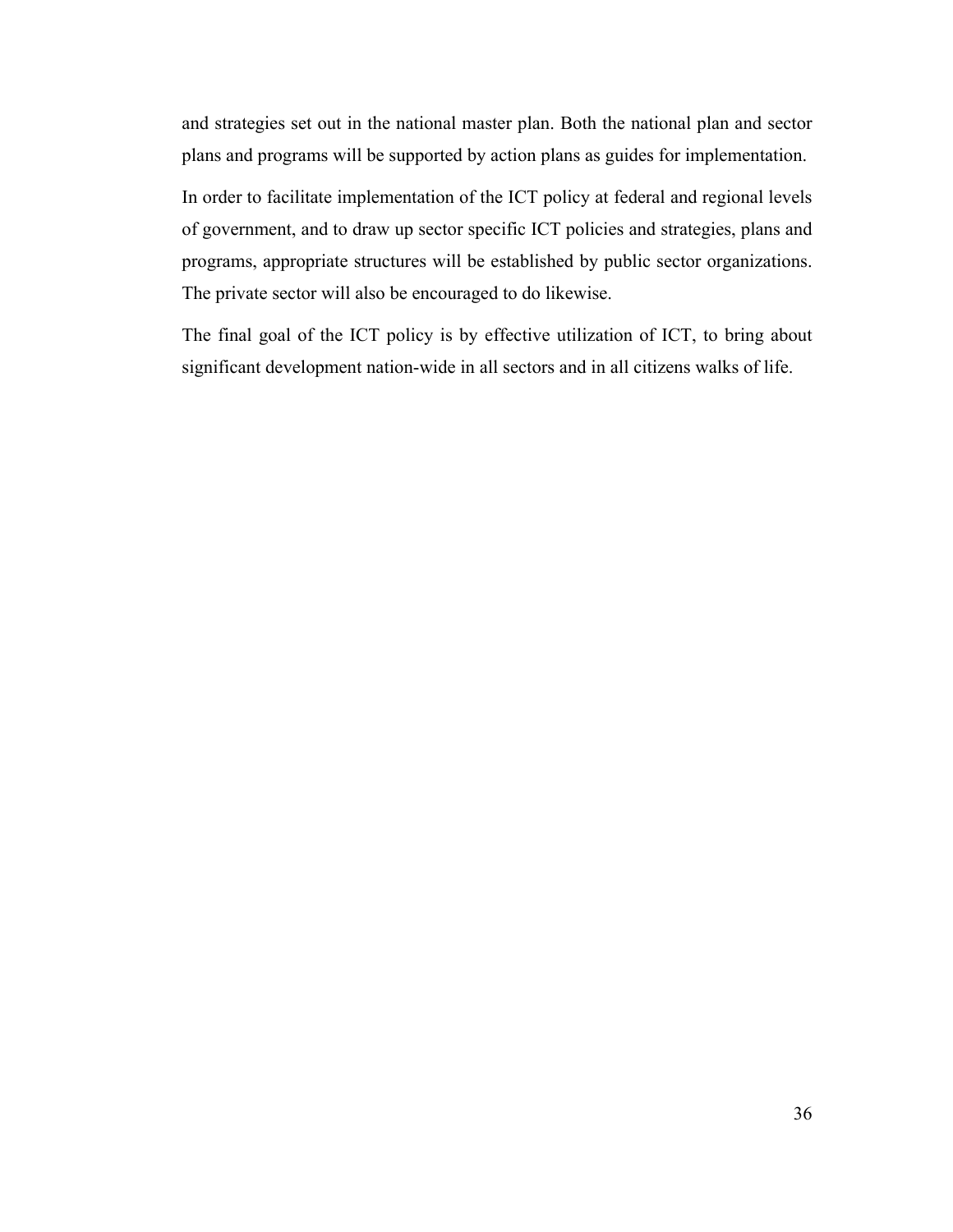and strategies set out in the national master plan. Both the national plan and sector plans and programs will be supported by action plans as guides for implementation.

In order to facilitate implementation of the ICT policy at federal and regional levels of government, and to draw up sector specific ICT policies and strategies, plans and programs, appropriate structures will be established by public sector organizations. The private sector will also be encouraged to do likewise.

The final goal of the ICT policy is by effective utilization of ICT, to bring about significant development nation-wide in all sectors and in all citizens walks of life.